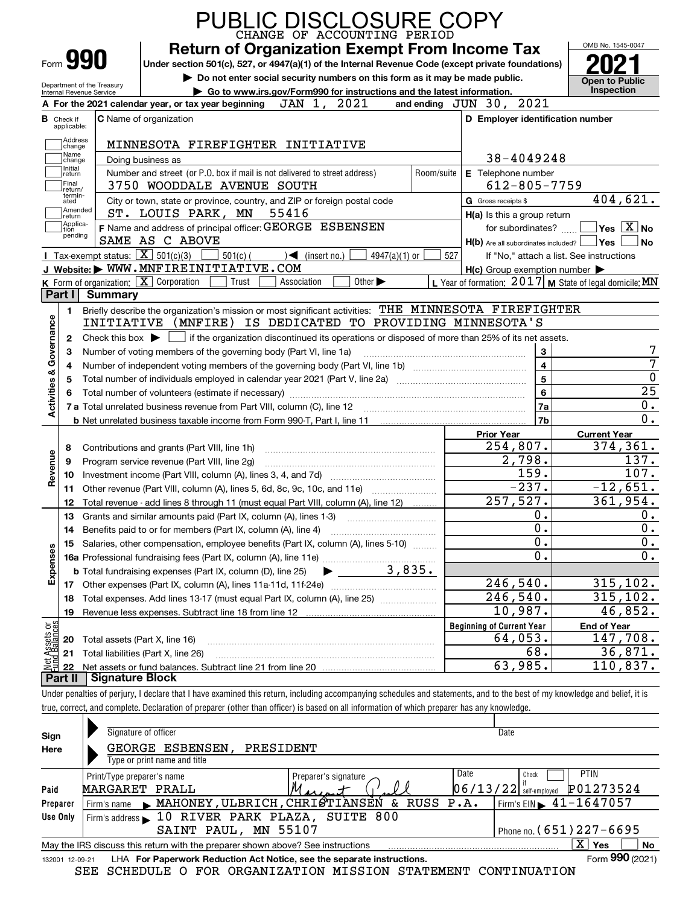# PUBLIC DISCLOSURE COPY

CHANGE OF ACCOUNTING PERIOD

Form **990**

## Return of Organization Exempt From Income Tax

Under section 501(c), 527, or 4947(a)(1) of the Internal Revenue Code (except private foundations)

▶ Do not enter social security numbers on this form as it may be made public.

▶ Go to www.irs.gov/Form990 for instructions and the latest information.

Department of the Treasury
Internal Revenue Service

OMB No. 1545-0047

**2021**

**Open to Public Inspection**

**A** For the 2021 calendar year, or tax year beginning JAN 1, 2021 and ending JUN 30, 2021

**B** Check if applicable: Address change; Name change; Initial return; Final return/terminated; Amended return; Application pending

**C** Name of organization: MINNESOTA FIREFIGHTER INITIATIVE

Doing business as

Number and street (or P.O. box if mail is not delivered to street address): 3750 WOODDALE AVENUE SOUTH — Room/suite

City or town, state or province, country, and ZIP or foreign postal code: ST. LOUIS PARK, MN 55416

**D** Employer identification number: 38-4049248

**E** Telephone number: 612-805-7759

**G** Gross receipts $ 404,621.

**F** Name and address of principal officer: GEORGE ESBENSEN, SAME AS C ABOVE

**H(a)** Is this a group return for subordinates? ☐ Yes ☒ No

**H(b)** Are all subordinates included? ☐ Yes ☐ No — If "No," attach a list. See instructions

**I** Tax-exempt status: ☒ 501(c)(3) ☐ 501(c) ( ) ◀ (insert no.) ☐ 4947(a)(1) or ☐ 527

**J** Website: ▶ WWW.MNFIREINITIATIVE.COM

**H(c)** Group exemption number ▶

**K** Form of organization: ☒ Corporation ☐ Trust ☐ Association ☐ Other ▶

**L** Year of formation: 2017 **M** State of legal domicile: MN

## Part I Summary

**Activities & Governance**

1 Briefly describe the organization's mission or most significant activities: THE MINNESOTA FIREFIGHTER INITIATIVE (MNFIRE) IS DEDICATED TO PROVIDING MINNESOTA'S

2 Check this box ▶ ☐ if the organization discontinued its operations or disposed of more than 25% of its net assets.

| Line | Description | No. | Value |
|---|---|---|---|
| 3 | Number of voting members of the governing body (Part VI, line 1a) | 3 | 7 |
| 4 | Number of independent voting members of the governing body (Part VI, line 1b) | 4 | 7 |
| 5 | Total number of individuals employed in calendar year 2021 (Part V, line 2a) | 5 | 0 |
| 6 | Total number of volunteers (estimate if necessary) | 6 | 25 |
| 7a | Total unrelated business revenue from Part VIII, column (C), line 12 | 7a | 0. |
| 7b | Net unrelated business taxable income from Form 990-T, Part I, line 11 | 7b | 0. |

| Line | Description | Prior Year | Current Year |
|---|---|---|---|
| **Revenue** | | | |
| 8 | Contributions and grants (Part VIII, line 1h) | 254,807. | 374,361. |
| 9 | Program service revenue (Part VIII, line 2g) | 2,798. | 137. |
| 10 | Investment income (Part VIII, column (A), lines 3, 4, and 7d) | 159. | 107. |
| 11 | Other revenue (Part VIII, column (A), lines 5, 6d, 8c, 9c, 10c, and 11e) | -237. | -12,651. |
| 12 | Total revenue - add lines 8 through 11 (must equal Part VIII, column (A), line 12) | 257,527. | 361,954. |
| **Expenses** | | | |
| 13 | Grants and similar amounts paid (Part IX, column (A), lines 1-3) | 0. | 0. |
| 14 | Benefits paid to or for members (Part IX, column (A), line 4) | 0. | 0. |
| 15 | Salaries, other compensation, employee benefits (Part IX, column (A), lines 5-10) | 0. | 0. |
| 16a | Professional fundraising fees (Part IX, column (A), line 11e) | 0. | 0. |
| b | Total fundraising expenses (Part IX, column (D), line 25) ▶ 3,835. | | |
| 17 | Other expenses (Part IX, column (A), lines 11a-11d, 11f-24e) | 246,540. | 315,102. |
| 18 | Total expenses. Add lines 13-17 (must equal Part IX, column (A), line 25) | 246,540. | 315,102. |
| 19 | Revenue less expenses. Subtract line 18 from line 12 | 10,987. | 46,852. |

| Line | Net Assets or Fund Balances | Beginning of Current Year | End of Year |
|---|---|---|---|
| 20 | Total assets (Part X, line 16) | 64,053. | 147,708. |
| 21 | Total liabilities (Part X, line 26) | 68. | 36,871. |
| 22 | Net assets or fund balances. Subtract line 21 from line 20 | 63,985. | 110,837. |

## Part II Signature Block

Under penalties of perjury, I declare that I have examined this return, including accompanying schedules and statements, and to the best of my knowledge and belief, it is true, correct, and complete. Declaration of preparer (other than officer) is based on all information of which preparer has any knowledge.

**Sign Here**

Signature of officer — Date

GEORGE ESBENSEN, PRESIDENT
Type or print name and title

**Paid Preparer Use Only**

| Print/Type preparer's name | Preparer's signature | Date | Check if self-employed | PTIN |
|---|---|---|---|---|
| MARGARET PRALL | Margaret Prall | 06/13/22 | ☐ | P01273524 |

Firm's name ▶ MAHONEY,ULBRICH,CHRISTIANSEN & RUSS P.A. — Firm's EIN ▶ 41-1647057

Firm's address ▶ 10 RIVER PARK PLAZA, SUITE 800, SAINT PAUL, MN 55107 — Phone no. (651)227-6695

May the IRS discuss this return with the preparer shown above? See instructions ☒ Yes ☐ No

132001 12-09-21 LHA For Paperwork Reduction Act Notice, see the separate instructions. Form **990** (2021)

SEE SCHEDULE O FOR ORGANIZATION MISSION STATEMENT CONTINUATION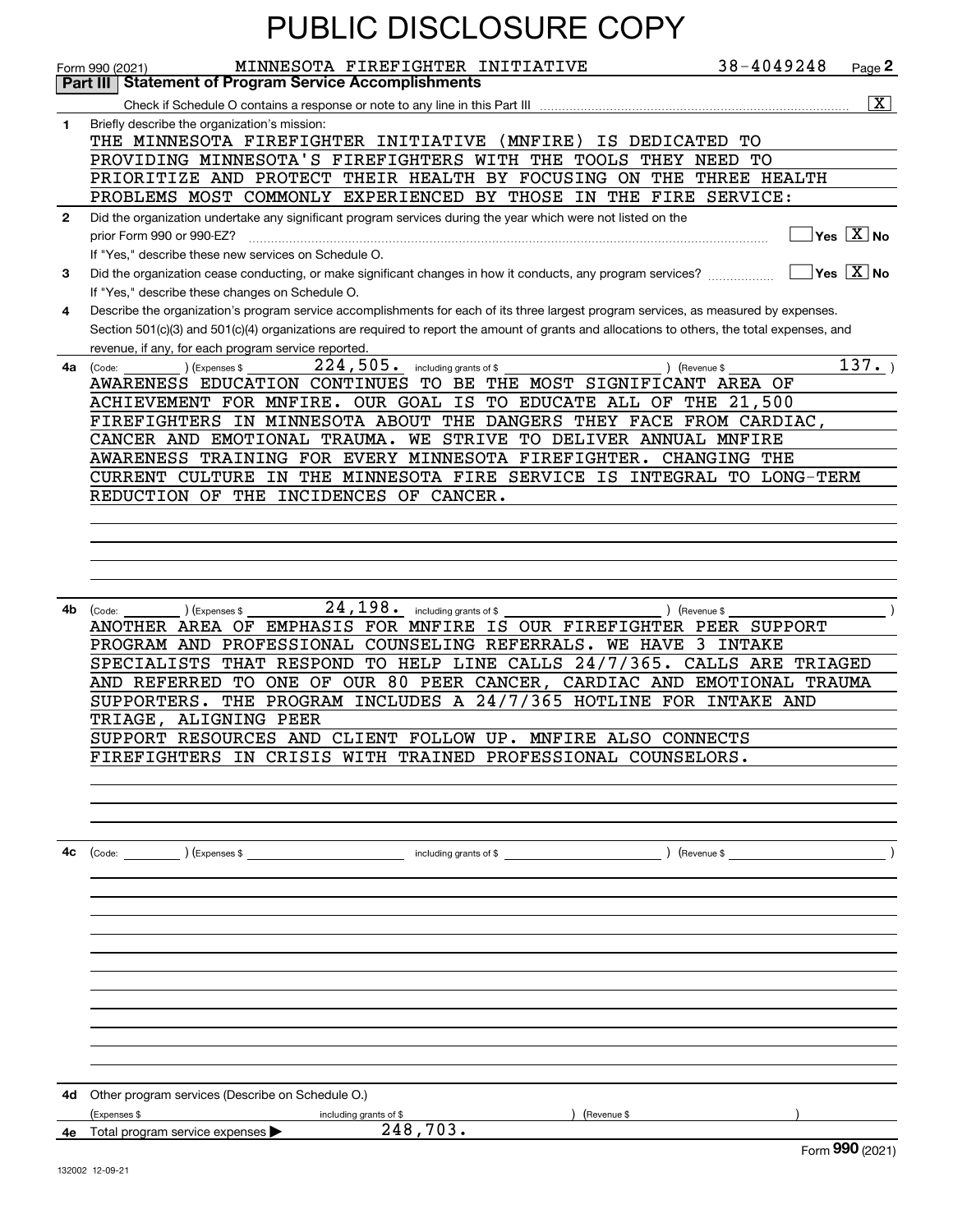# PUBLIC DISCLOSURE COPY

Form 990 (2021) MINNESOTA FIREFIGHTER INITIATIVE 38-4049248 Page **2**

## Part III Statement of Program Service Accomplishments

Check if Schedule O contains a response or note to any line in this Part III [X]

**1** Briefly describe the organization's mission:

THE MINNESOTA FIREFIGHTER INITIATIVE (MNFIRE) IS DEDICATED TO PROVIDING MINNESOTA'S FIREFIGHTERS WITH THE TOOLS THEY NEED TO PRIORITIZE AND PROTECT THEIR HEALTH BY FOCUSING ON THE THREE HEALTH PROBLEMS MOST COMMONLY EXPERIENCED BY THOSE IN THE FIRE SERVICE:

**2** Did the organization undertake any significant program services during the year which were not listed on the prior Form 990 or 990-EZ? [ ] Yes [X] No

If "Yes," describe these new services on Schedule O.

**3** Did the organization cease conducting, or make significant changes in how it conducts, any program services? [ ] Yes [X] No

If "Yes," describe these changes on Schedule O.

**4** Describe the organization's program service accomplishments for each of its three largest program services, as measured by expenses. Section 501(c)(3) and 501(c)(4) organizations are required to report the amount of grants and allocations to others, the total expenses, and revenue, if any, for each program service reported.

**4a** (Code: ) (Expenses $ 224,505. including grants of $ ) (Revenue $ 137. )

AWARENESS EDUCATION CONTINUES TO BE THE MOST SIGNIFICANT AREA OF ACHIEVEMENT FOR MNFIRE. OUR GOAL IS TO EDUCATE ALL OF THE 21,500 FIREFIGHTERS IN MINNESOTA ABOUT THE DANGERS THEY FACE FROM CARDIAC, CANCER AND EMOTIONAL TRAUMA. WE STRIVE TO DELIVER ANNUAL MNFIRE AWARENESS TRAINING FOR EVERY MINNESOTA FIREFIGHTER. CHANGING THE CURRENT CULTURE IN THE MINNESOTA FIRE SERVICE IS INTEGRAL TO LONG-TERM REDUCTION OF THE INCIDENCES OF CANCER.

**4b** (Code: ) (Expenses $ 24,198. including grants of $ ) (Revenue $ )

ANOTHER AREA OF EMPHASIS FOR MNFIRE IS OUR FIREFIGHTER PEER SUPPORT PROGRAM AND PROFESSIONAL COUNSELING REFERRALS. WE HAVE 3 INTAKE SPECIALISTS THAT RESPOND TO HELP LINE CALLS 24/7/365. CALLS ARE TRIAGED AND REFERRED TO ONE OF OUR 80 PEER CANCER, CARDIAC AND EMOTIONAL TRAUMA SUPPORTERS. THE PROGRAM INCLUDES A 24/7/365 HOTLINE FOR INTAKE AND TRIAGE, ALIGNING PEER
SUPPORT RESOURCES AND CLIENT FOLLOW UP. MNFIRE ALSO CONNECTS FIREFIGHTERS IN CRISIS WITH TRAINED PROFESSIONAL COUNSELORS.

**4c** (Code: ) (Expenses $ including grants of $ ) (Revenue $ )

**4d** Other program services (Describe on Schedule O.)

(Expenses $ including grants of $ ) (Revenue $ )

**4e** Total program service expenses ▶ 248,703.

Form **990** (2021)

132002 12-09-21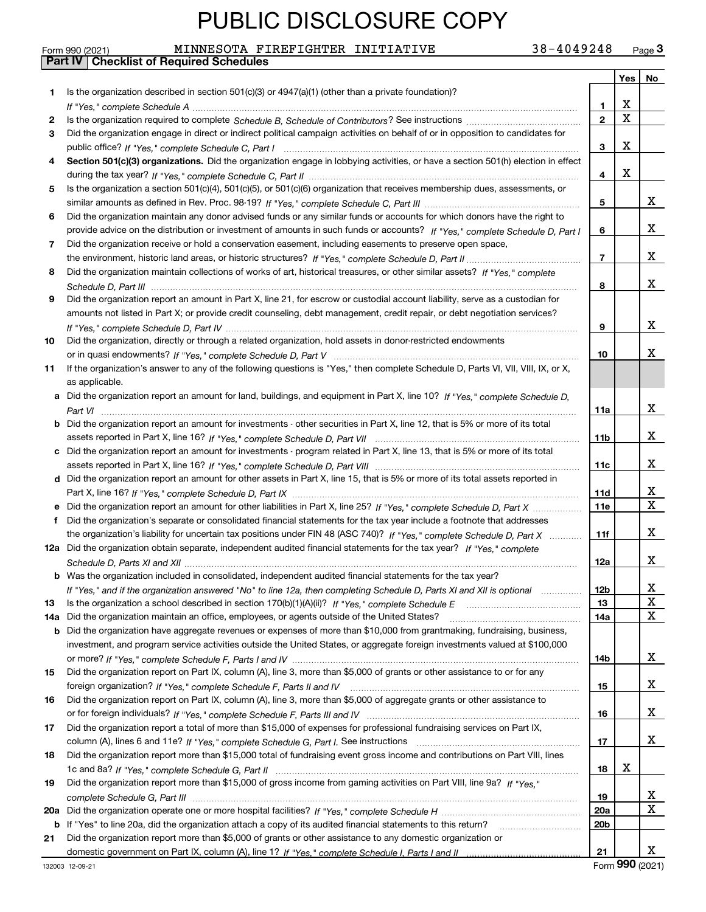# PUBLIC DISCLOSURE COPY

Form 990 (2021) MINNESOTA FIREFIGHTER INITIATIVE 38-4049248 Page 3

## Part IV Checklist of Required Schedules

| | | | Yes | No |
|---|---|---|---|---|
| 1 | Is the organization described in section 501(c)(3) or 4947(a)(1) (other than a private foundation)? *If "Yes," complete Schedule A* | 1 | X | |
| 2 | Is the organization required to complete *Schedule B, Schedule of Contributors*? See instructions | 2 | X | |
| 3 | Did the organization engage in direct or indirect political campaign activities on behalf of or in opposition to candidates for public office? *If "Yes," complete Schedule C, Part I* | 3 | X | |
| 4 | **Section 501(c)(3) organizations.** Did the organization engage in lobbying activities, or have a section 501(h) election in effect during the tax year? *If "Yes," complete Schedule C, Part II* | 4 | X | |
| 5 | Is the organization a section 501(c)(4), 501(c)(5), or 501(c)(6) organization that receives membership dues, assessments, or similar amounts as defined in Rev. Proc. 98-19? *If "Yes," complete Schedule C, Part III* | 5 | | X |
| 6 | Did the organization maintain any donor advised funds or any similar funds or accounts for which donors have the right to provide advice on the distribution or investment of amounts in such funds or accounts? *If "Yes," complete Schedule D, Part I* | 6 | | X |
| 7 | Did the organization receive or hold a conservation easement, including easements to preserve open space, the environment, historic land areas, or historic structures? *If "Yes," complete Schedule D, Part II* | 7 | | X |
| 8 | Did the organization maintain collections of works of art, historical treasures, or other similar assets? *If "Yes," complete Schedule D, Part III* | 8 | | X |
| 9 | Did the organization report an amount in Part X, line 21, for escrow or custodial account liability, serve as a custodian for amounts not listed in Part X; or provide credit counseling, debt management, credit repair, or debt negotiation services? *If "Yes," complete Schedule D, Part IV* | 9 | | X |
| 10 | Did the organization, directly or through a related organization, hold assets in donor-restricted endowments or in quasi endowments? *If "Yes," complete Schedule D, Part V* | 10 | | X |
| 11 | If the organization's answer to any of the following questions is "Yes," then complete Schedule D, Parts VI, VII, VIII, IX, or X, as applicable. | | | |
| a | Did the organization report an amount for land, buildings, and equipment in Part X, line 10? *If "Yes," complete Schedule D, Part VI* | 11a | | X |
| b | Did the organization report an amount for investments - other securities in Part X, line 12, that is 5% or more of its total assets reported in Part X, line 16? *If "Yes," complete Schedule D, Part VII* | 11b | | X |
| c | Did the organization report an amount for investments - program related in Part X, line 13, that is 5% or more of its total assets reported in Part X, line 16? *If "Yes," complete Schedule D, Part VIII* | 11c | | X |
| d | Did the organization report an amount for other assets in Part X, line 15, that is 5% or more of its total assets reported in Part X, line 16? *If "Yes," complete Schedule D, Part IX* | 11d | | X |
| e | Did the organization report an amount for other liabilities in Part X, line 25? *If "Yes," complete Schedule D, Part X* | 11e | | X |
| f | Did the organization's separate or consolidated financial statements for the tax year include a footnote that addresses the organization's liability for uncertain tax positions under FIN 48 (ASC 740)? *If "Yes," complete Schedule D, Part X* | 11f | | X |
| 12a | Did the organization obtain separate, independent audited financial statements for the tax year? *If "Yes," complete Schedule D, Parts XI and XII* | 12a | | X |
| b | Was the organization included in consolidated, independent audited financial statements for the tax year? *If "Yes," and if the organization answered "No" to line 12a, then completing Schedule D, Parts XI and XII is optional* | 12b | | X |
| 13 | Is the organization a school described in section 170(b)(1)(A)(ii)? *If "Yes," complete Schedule E* | 13 | | X |
| 14a | Did the organization maintain an office, employees, or agents outside of the United States? | 14a | | X |
| b | Did the organization have aggregate revenues or expenses of more than $10,000 from grantmaking, fundraising, business, investment, and program service activities outside the United States, or aggregate foreign investments valued at $100,000 or more? *If "Yes," complete Schedule F, Parts I and IV* | 14b | | X |
| 15 | Did the organization report on Part IX, column (A), line 3, more than $5,000 of grants or other assistance to or for any foreign organization? *If "Yes," complete Schedule F, Parts II and IV* | 15 | | X |
| 16 | Did the organization report on Part IX, column (A), line 3, more than $5,000 of aggregate grants or other assistance to or for foreign individuals? *If "Yes," complete Schedule F, Parts III and IV* | 16 | | X |
| 17 | Did the organization report a total of more than $15,000 of expenses for professional fundraising services on Part IX, column (A), lines 6 and 11e? *If "Yes," complete Schedule G, Part I.* See instructions | 17 | | X |
| 18 | Did the organization report more than $15,000 total of fundraising event gross income and contributions on Part VIII, lines 1c and 8a? *If "Yes," complete Schedule G, Part II* | 18 | X | |
| 19 | Did the organization report more than $15,000 of gross income from gaming activities on Part VIII, line 9a? *If "Yes," complete Schedule G, Part III* | 19 | | X |
| 20a | Did the organization operate one or more hospital facilities? *If "Yes," complete Schedule H* | 20a | | X |
| b | If "Yes" to line 20a, did the organization attach a copy of its audited financial statements to this return? | 20b | | |
| 21 | Did the organization report more than $5,000 of grants or other assistance to any domestic organization or domestic government on Part IX, column (A), line 1? *If "Yes," complete Schedule I, Parts I and II* | 21 | | X |

132003 12-09-21 Form 990 (2021)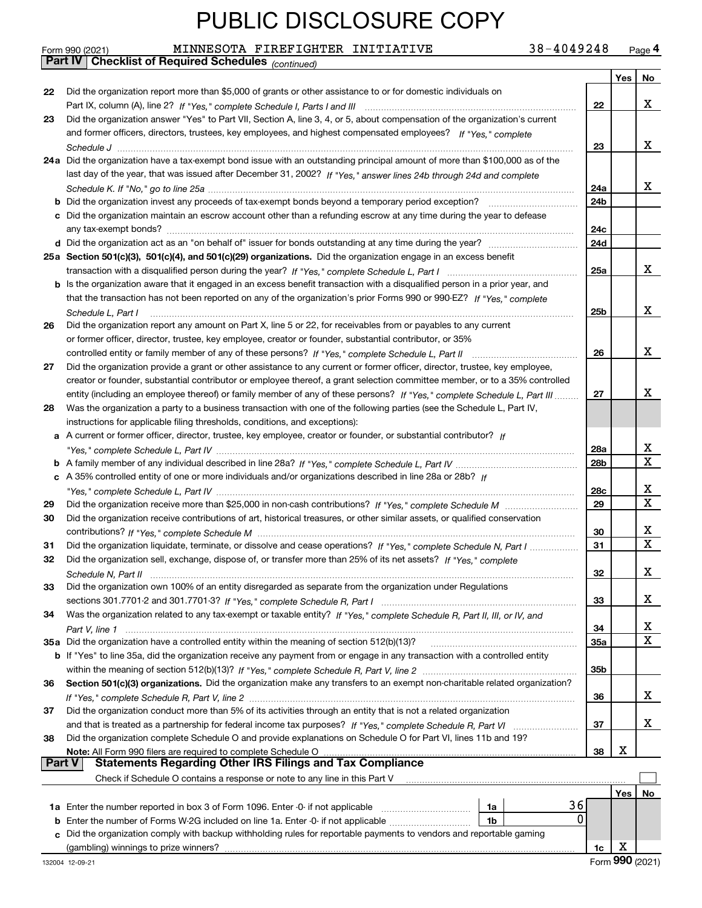PUBLIC DISCLOSURE COPY

Form 990 (2021) MINNESOTA FIREFIGHTER INITIATIVE 38-4049248 Page **4**

**Part IV | Checklist of Required Schedules** *(continued)*

| | | | Yes | No |
|---|---|---|---|---|
| **22** | Did the organization report more than $5,000 of grants or other assistance to or for domestic individuals on Part IX, column (A), line 2? *If "Yes," complete Schedule I, Parts I and III* | **22** | | X |
| **23** | Did the organization answer "Yes" to Part VII, Section A, line 3, 4, or 5, about compensation of the organization's current and former officers, directors, trustees, key employees, and highest compensated employees? *If "Yes," complete Schedule J* | **23** | | X |
| **24a** | Did the organization have a tax-exempt bond issue with an outstanding principal amount of more than $100,000 as of the last day of the year, that was issued after December 31, 2002? *If "Yes," answer lines 24b through 24d and complete Schedule K. If "No," go to line 25a* | **24a** | | X |
| **b** | Did the organization invest any proceeds of tax-exempt bonds beyond a temporary period exception? | **24b** | | |
| **c** | Did the organization maintain an escrow account other than a refunding escrow at any time during the year to defease any tax-exempt bonds? | **24c** | | |
| **d** | Did the organization act as an "on behalf of" issuer for bonds outstanding at any time during the year? | **24d** | | |
| **25a** | **Section 501(c)(3), 501(c)(4), and 501(c)(29) organizations.** Did the organization engage in an excess benefit transaction with a disqualified person during the year? *If "Yes," complete Schedule L, Part I* | **25a** | | X |
| **b** | Is the organization aware that it engaged in an excess benefit transaction with a disqualified person in a prior year, and that the transaction has not been reported on any of the organization's prior Forms 990 or 990-EZ? *If "Yes," complete Schedule L, Part I* | **25b** | | X |
| **26** | Did the organization report any amount on Part X, line 5 or 22, for receivables from or payables to any current or former officer, director, trustee, key employee, creator or founder, substantial contributor, or 35% controlled entity or family member of any of these persons? *If "Yes," complete Schedule L, Part II* | **26** | | X |
| **27** | Did the organization provide a grant or other assistance to any current or former officer, director, trustee, key employee, creator or founder, substantial contributor or employee thereof, a grant selection committee member, or to a 35% controlled entity (including an employee thereof) or family member of any of these persons? *If "Yes," complete Schedule L, Part III* | **27** | | X |
| **28** | Was the organization a party to a business transaction with one of the following parties (see the Schedule L, Part IV, instructions for applicable filing thresholds, conditions, and exceptions): | | | |
| **a** | A current or former officer, director, trustee, key employee, creator or founder, or substantial contributor? *If "Yes," complete Schedule L, Part IV* | **28a** | | X |
| **b** | A family member of any individual described in line 28a? *If "Yes," complete Schedule L, Part IV* | **28b** | | X |
| **c** | A 35% controlled entity of one or more individuals and/or organizations described in line 28a or 28b? *If "Yes," complete Schedule L, Part IV* | **28c** | | X |
| **29** | Did the organization receive more than $25,000 in non-cash contributions? *If "Yes," complete Schedule M* | **29** | | X |
| **30** | Did the organization receive contributions of art, historical treasures, or other similar assets, or qualified conservation contributions? *If "Yes," complete Schedule M* | **30** | | X |
| **31** | Did the organization liquidate, terminate, or dissolve and cease operations? *If "Yes," complete Schedule N, Part I* | **31** | | X |
| **32** | Did the organization sell, exchange, dispose of, or transfer more than 25% of its net assets? *If "Yes," complete Schedule N, Part II* | **32** | | X |
| **33** | Did the organization own 100% of an entity disregarded as separate from the organization under Regulations sections 301.7701-2 and 301.7701-3? *If "Yes," complete Schedule R, Part I* | **33** | | X |
| **34** | Was the organization related to any tax-exempt or taxable entity? *If "Yes," complete Schedule R, Part II, III, or IV, and Part V, line 1* | **34** | | X |
| **35a** | Did the organization have a controlled entity within the meaning of section 512(b)(13)? | **35a** | | X |
| **b** | If "Yes" to line 35a, did the organization receive any payment from or engage in any transaction with a controlled entity within the meaning of section 512(b)(13)? *If "Yes," complete Schedule R, Part V, line 2* | **35b** | | |
| **36** | **Section 501(c)(3) organizations.** Did the organization make any transfers to an exempt non-charitable related organization? *If "Yes," complete Schedule R, Part V, line 2* | **36** | | X |
| **37** | Did the organization conduct more than 5% of its activities through an entity that is not a related organization and that is treated as a partnership for federal income tax purposes? *If "Yes," complete Schedule R, Part VI* | **37** | | X |
| **38** | Did the organization complete Schedule O and provide explanations on Schedule O for Part VI, lines 11b and 19? **Note:** All Form 990 filers are required to complete Schedule O | **38** | X | |

**Part V | Statements Regarding Other IRS Filings and Tax Compliance**

Check if Schedule O contains a response or note to any line in this Part V ☐

| | | | | | Yes | No |
|---|---|---|---|---|---|---|
| **1a** | Enter the number reported in box 3 of Form 1096. Enter -0- if not applicable | 1a | 36 | | | |
| **b** | Enter the number of Forms W-2G included on line 1a. Enter -0- if not applicable | 1b | 0 | | | |
| **c** | Did the organization comply with backup withholding rules for reportable payments to vendors and reportable gaming (gambling) winnings to prize winners? | | | **1c** | X | |

132004 12-09-21 Form **990** (2021)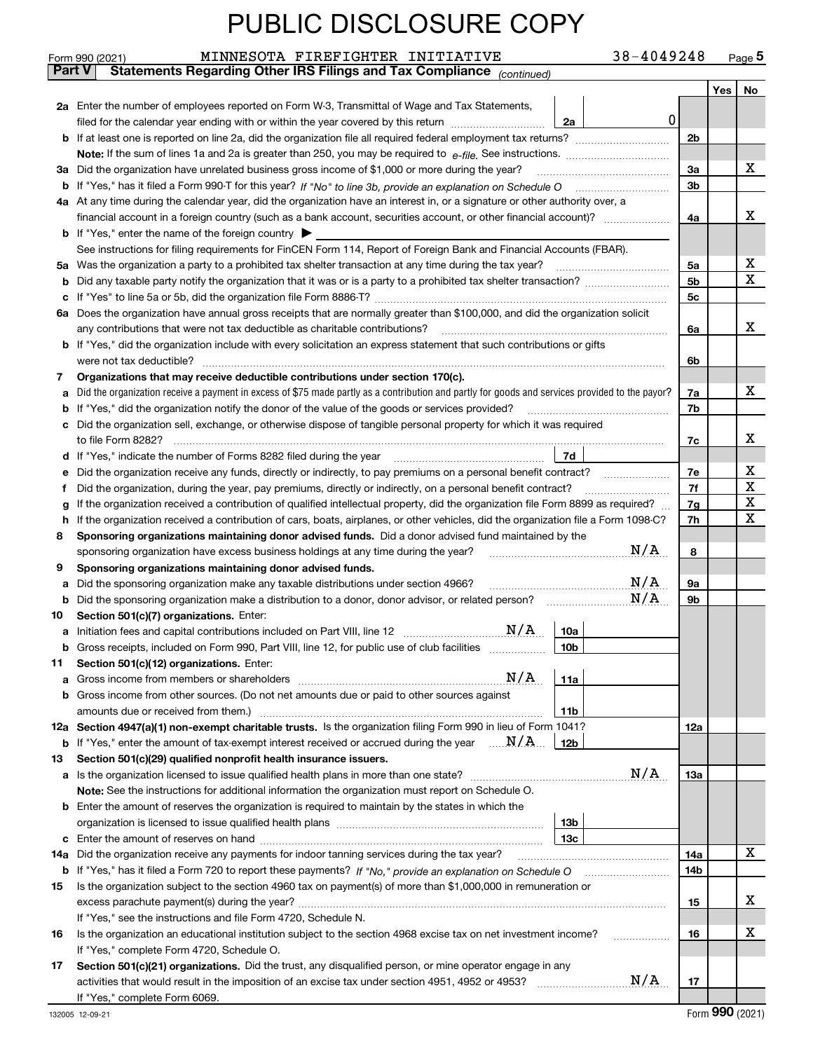# PUBLIC DISCLOSURE COPY

Form 990 (2021) MINNESOTA FIREFIGHTER INITIATIVE 38-4049248 Page 5

**Part V Statements Regarding Other IRS Filings and Tax Compliance** *(continued)*

| | Question | | | Line | Yes | No |
|---|---|---|---|---|---|---|
| 2a | Enter the number of employees reported on Form W-3, Transmittal of Wage and Tax Statements, filed for the calendar year ending with or within the year covered by this return | 2a | 0 | | | |
| b | If at least one is reported on line 2a, did the organization file all required federal employment tax returns? | | | 2b | | |
| | **Note:** If the sum of lines 1a and 2a is greater than 250, you may be required to *e-file*. See instructions. | | | | | |
| 3a | Did the organization have unrelated business gross income of $1,000 or more during the year? | | | 3a | | X |
| b | If "Yes," has it filed a Form 990-T for this year? *If "No" to line 3b, provide an explanation on Schedule O* | | | 3b | | |
| 4a | At any time during the calendar year, did the organization have an interest in, or a signature or other authority over, a financial account in a foreign country (such as a bank account, securities account, or other financial account)? | | | 4a | | X |
| b | If "Yes," enter the name of the foreign country ▶ | | | | | |
| | See instructions for filing requirements for FinCEN Form 114, Report of Foreign Bank and Financial Accounts (FBAR). | | | | | |
| 5a | Was the organization a party to a prohibited tax shelter transaction at any time during the tax year? | | | 5a | | X |
| b | Did any taxable party notify the organization that it was or is a party to a prohibited tax shelter transaction? | | | 5b | | X |
| c | If "Yes" to line 5a or 5b, did the organization file Form 8886-T? | | | 5c | | |
| 6a | Does the organization have annual gross receipts that are normally greater than $100,000, and did the organization solicit any contributions that were not tax deductible as charitable contributions? | | | 6a | | X |
| b | If "Yes," did the organization include with every solicitation an express statement that such contributions or gifts were not tax deductible? | | | 6b | | |
| 7 | **Organizations that may receive deductible contributions under section 170(c).** | | | | | |
| a | Did the organization receive a payment in excess of $75 made partly as a contribution and partly for goods and services provided to the payor? | | | 7a | | X |
| b | If "Yes," did the organization notify the donor of the value of the goods or services provided? | | | 7b | | |
| c | Did the organization sell, exchange, or otherwise dispose of tangible personal property for which it was required to file Form 8282? | | | 7c | | X |
| d | If "Yes," indicate the number of Forms 8282 filed during the year | 7d | | | | |
| e | Did the organization receive any funds, directly or indirectly, to pay premiums on a personal benefit contract? | | | 7e | | X |
| f | Did the organization, during the year, pay premiums, directly or indirectly, on a personal benefit contract? | | | 7f | | X |
| g | If the organization received a contribution of qualified intellectual property, did the organization file Form 8899 as required? | | | 7g | | X |
| h | If the organization received a contribution of cars, boats, airplanes, or other vehicles, did the organization file a Form 1098-C? | | | 7h | | X |
| 8 | **Sponsoring organizations maintaining donor advised funds.** Did a donor advised fund maintained by the sponsoring organization have excess business holdings at any time during the year? N/A | | | 8 | | |
| 9 | **Sponsoring organizations maintaining donor advised funds.** | | | | | |
| a | Did the sponsoring organization make any taxable distributions under section 4966? N/A | | | 9a | | |
| b | Did the sponsoring organization make a distribution to a donor, donor advisor, or related person? N/A | | | 9b | | |
| 10 | **Section 501(c)(7) organizations.** Enter: | | | | | |
| a | Initiation fees and capital contributions included on Part VIII, line 12 N/A | 10a | | | | |
| b | Gross receipts, included on Form 990, Part VIII, line 12, for public use of club facilities | 10b | | | | |
| 11 | **Section 501(c)(12) organizations.** Enter: | | | | | |
| a | Gross income from members or shareholders N/A | 11a | | | | |
| b | Gross income from other sources. (Do not net amounts due or paid to other sources against amounts due or received from them.) | 11b | | | | |
| 12a | **Section 4947(a)(1) non-exempt charitable trusts.** Is the organization filing Form 990 in lieu of Form 1041? | | | 12a | | |
| b | If "Yes," enter the amount of tax-exempt interest received or accrued during the year N/A | 12b | | | | |
| 13 | **Section 501(c)(29) qualified nonprofit health insurance issuers.** | | | | | |
| a | Is the organization licensed to issue qualified health plans in more than one state? N/A | | | 13a | | |
| | **Note:** See the instructions for additional information the organization must report on Schedule O. | | | | | |
| b | Enter the amount of reserves the organization is required to maintain by the states in which the organization is licensed to issue qualified health plans | 13b | | | | |
| c | Enter the amount of reserves on hand | 13c | | | | |
| 14a | Did the organization receive any payments for indoor tanning services during the tax year? | | | 14a | | X |
| b | If "Yes," has it filed a Form 720 to report these payments? *If "No," provide an explanation on Schedule O* | | | 14b | | |
| 15 | Is the organization subject to the section 4960 tax on payment(s) of more than $1,000,000 in remuneration or excess parachute payment(s) during the year? | | | 15 | | X |
| | If "Yes," see the instructions and file Form 4720, Schedule N. | | | | | |
| 16 | Is the organization an educational institution subject to the section 4968 excise tax on net investment income? | | | 16 | | X |
| | If "Yes," complete Form 4720, Schedule O. | | | | | |
| 17 | **Section 501(c)(21) organizations.** Did the trust, any disqualified person, or mine operator engage in any activities that would result in the imposition of an excise tax under section 4951, 4952 or 4953? N/A | | | 17 | | |
| | If "Yes," complete Form 6069. | | | | | |

132005 12-09-21 Form **990** (2021)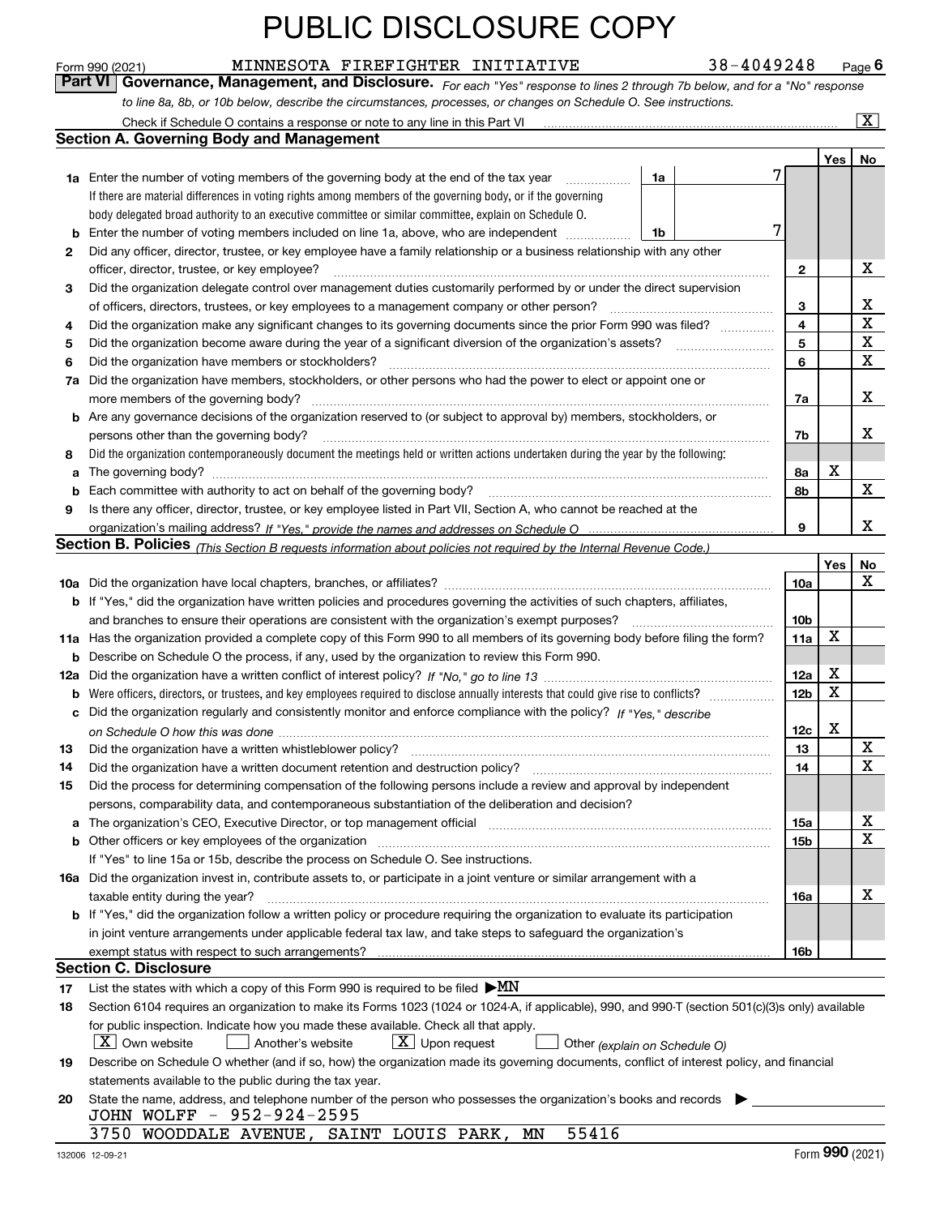# PUBLIC DISCLOSURE COPY

Form 990 (2021) MINNESOTA FIREFIGHTER INITIATIVE 38-4049248 Page 6

**Part VI Governance, Management, and Disclosure.** *For each "Yes" response to lines 2 through 7b below, and for a "No" response to line 8a, 8b, or 10b below, describe the circumstances, processes, or changes on Schedule O. See instructions.*

Check if Schedule O contains a response or note to any line in this Part VI [X]

## Section A. Governing Body and Management

| | | | | Yes | No |
|---|---|---|---|---|---|
| **1a** | Enter the number of voting members of the governing body at the end of the tax year. If there are material differences in voting rights among members of the governing body, or if the governing body delegated broad authority to an executive committee or similar committee, explain on Schedule O. | 1a | 7 | | |
| **b** | Enter the number of voting members included on line 1a, above, who are independent | 1b | 7 | | |
| **2** | Did any officer, director, trustee, or key employee have a family relationship or a business relationship with any other officer, director, trustee, or key employee? | 2 | | | X |
| **3** | Did the organization delegate control over management duties customarily performed by or under the direct supervision of officers, directors, trustees, or key employees to a management company or other person? | 3 | | | X |
| **4** | Did the organization make any significant changes to its governing documents since the prior Form 990 was filed? | 4 | | | X |
| **5** | Did the organization become aware during the year of a significant diversion of the organization's assets? | 5 | | | X |
| **6** | Did the organization have members or stockholders? | 6 | | | X |
| **7a** | Did the organization have members, stockholders, or other persons who had the power to elect or appoint one or more members of the governing body? | 7a | | | X |
| **b** | Are any governance decisions of the organization reserved to (or subject to approval by) members, stockholders, or persons other than the governing body? | 7b | | | X |
| **8** | Did the organization contemporaneously document the meetings held or written actions undertaken during the year by the following: | | | | |
| **a** | The governing body? | 8a | | X | |
| **b** | Each committee with authority to act on behalf of the governing body? | 8b | | | X |
| **9** | Is there any officer, director, trustee, or key employee listed in Part VII, Section A, who cannot be reached at the organization's mailing address? *If "Yes," provide the names and addresses on Schedule O* | 9 | | | X |

## Section B. Policies *(This Section B requests information about policies not required by the Internal Revenue Code.)*

| | | | Yes | No |
|---|---|---|---|---|
| **10a** | Did the organization have local chapters, branches, or affiliates? | 10a | | X |
| **b** | If "Yes," did the organization have written policies and procedures governing the activities of such chapters, affiliates, and branches to ensure their operations are consistent with the organization's exempt purposes? | 10b | | |
| **11a** | Has the organization provided a complete copy of this Form 990 to all members of its governing body before filing the form? | 11a | X | |
| **b** | Describe on Schedule O the process, if any, used by the organization to review this Form 990. | | | |
| **12a** | Did the organization have a written conflict of interest policy? *If "No," go to line 13* | 12a | X | |
| **b** | Were officers, directors, or trustees, and key employees required to disclose annually interests that could give rise to conflicts? | 12b | X | |
| **c** | Did the organization regularly and consistently monitor and enforce compliance with the policy? *If "Yes," describe on Schedule O how this was done* | 12c | X | |
| **13** | Did the organization have a written whistleblower policy? | 13 | | X |
| **14** | Did the organization have a written document retention and destruction policy? | 14 | | X |
| **15** | Did the process for determining compensation of the following persons include a review and approval by independent persons, comparability data, and contemporaneous substantiation of the deliberation and decision? | | | |
| **a** | The organization's CEO, Executive Director, or top management official | 15a | | X |
| **b** | Other officers or key employees of the organization | 15b | | X |
| | If "Yes" to line 15a or 15b, describe the process on Schedule O. See instructions. | | | |
| **16a** | Did the organization invest in, contribute assets to, or participate in a joint venture or similar arrangement with a taxable entity during the year? | 16a | | X |
| **b** | If "Yes," did the organization follow a written policy or procedure requiring the organization to evaluate its participation in joint venture arrangements under applicable federal tax law, and take steps to safeguard the organization's exempt status with respect to such arrangements? | 16b | | |

## Section C. Disclosure

**17** List the states with which a copy of this Form 990 is required to be filed ▶MN

**18** Section 6104 requires an organization to make its Forms 1023 (1024 or 1024-A, if applicable), 990, and 990-T (section 501(c)(3)s only) available for public inspection. Indicate how you made these available. Check all that apply.

[X] Own website [ ] Another's website [X] Upon request [ ] Other *(explain on Schedule O)*

**19** Describe on Schedule O whether (and if so, how) the organization made its governing documents, conflict of interest policy, and financial statements available to the public during the tax year.

**20** State the name, address, and telephone number of the person who possesses the organization's books and records ▶

JOHN WOLFF - 952-924-2595
3750 WOODDALE AVENUE, SAINT LOUIS PARK, MN 55416

132006 12-09-21 Form **990** (2021)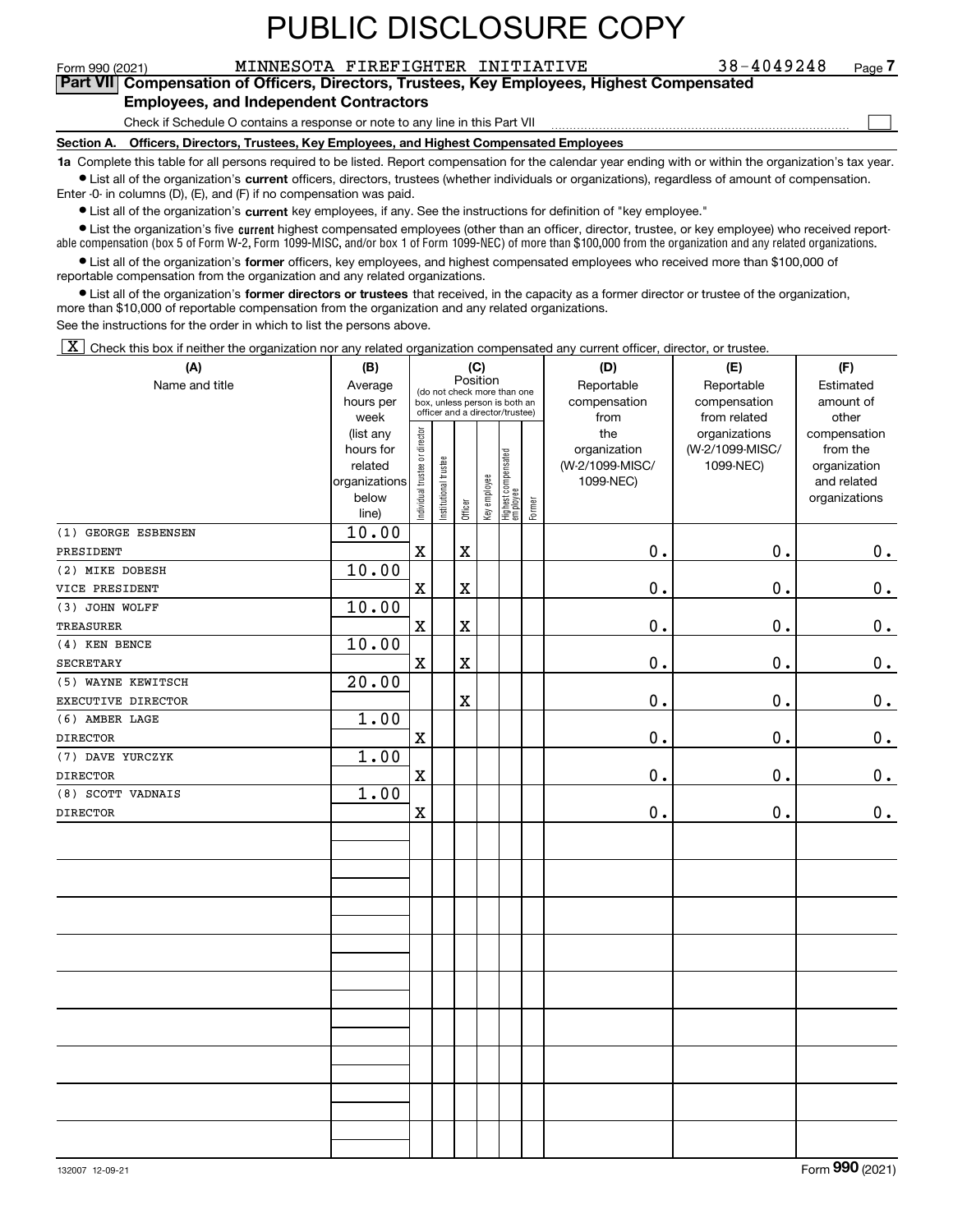# PUBLIC DISCLOSURE COPY

Form 990 (2021) MINNESOTA FIREFIGHTER INITIATIVE 38-4049248 Page **7**

**Part VII Compensation of Officers, Directors, Trustees, Key Employees, Highest Compensated Employees, and Independent Contractors**

Check if Schedule O contains a response or note to any line in this Part VII ☐

**Section A. Officers, Directors, Trustees, Key Employees, and Highest Compensated Employees**

**1a** Complete this table for all persons required to be listed. Report compensation for the calendar year ending with or within the organization's tax year.

- List all of the organization's **current** officers, directors, trustees (whether individuals or organizations), regardless of amount of compensation. Enter -0- in columns (D), (E), and (F) if no compensation was paid.
- List all of the organization's **current** key employees, if any. See the instructions for definition of "key employee."
- List the organization's five **current** highest compensated employees (other than an officer, director, trustee, or key employee) who received reportable compensation (box 5 of Form W-2, Form 1099-MISC, and/or box 1 of Form 1099-NEC) of more than $100,000 from the organization and any related organizations.
- List all of the organization's **former** officers, key employees, and highest compensated employees who received more than $100,000 of reportable compensation from the organization and any related organizations.
- List all of the organization's **former directors or trustees** that received, in the capacity as a former director or trustee of the organization, more than $10,000 of reportable compensation from the organization and any related organizations.

See the instructions for the order in which to list the persons above.

☒ Check this box if neither the organization nor any related organization compensated any current officer, director, or trustee.

| (A) Name and title | (B) Average hours per week (list any hours for related organizations below line) | (C) Position: Individual trustee or director | Institutional trustee | Officer | Key employee | Highest compensated employee | Former | (D) Reportable compensation from the organization (W-2/1099-MISC/1099-NEC) | (E) Reportable compensation from related organizations (W-2/1099-MISC/1099-NEC) | (F) Estimated amount of other compensation from the organization and related organizations |
|---|---|---|---|---|---|---|---|---|---|---|
| (1) GEORGE ESBENSEN<br>PRESIDENT | 10.00 | X | | X | | | | 0. | 0. | 0. |
| (2) MIKE DOBESH<br>VICE PRESIDENT | 10.00 | X | | X | | | | 0. | 0. | 0. |
| (3) JOHN WOLFF<br>TREASURER | 10.00 | X | | X | | | | 0. | 0. | 0. |
| (4) KEN BENCE<br>SECRETARY | 10.00 | X | | X | | | | 0. | 0. | 0. |
| (5) WAYNE KEWITSCH<br>EXECUTIVE DIRECTOR | 20.00 | | | X | | | | 0. | 0. | 0. |
| (6) AMBER LAGE<br>DIRECTOR | 1.00 | X | | | | | | 0. | 0. | 0. |
| (7) DAVE YURCZYK<br>DIRECTOR | 1.00 | X | | | | | | 0. | 0. | 0. |
| (8) SCOTT VADNAIS<br>DIRECTOR | 1.00 | X | | | | | | 0. | 0. | 0. |

132007 12-09-21 Form **990** (2021)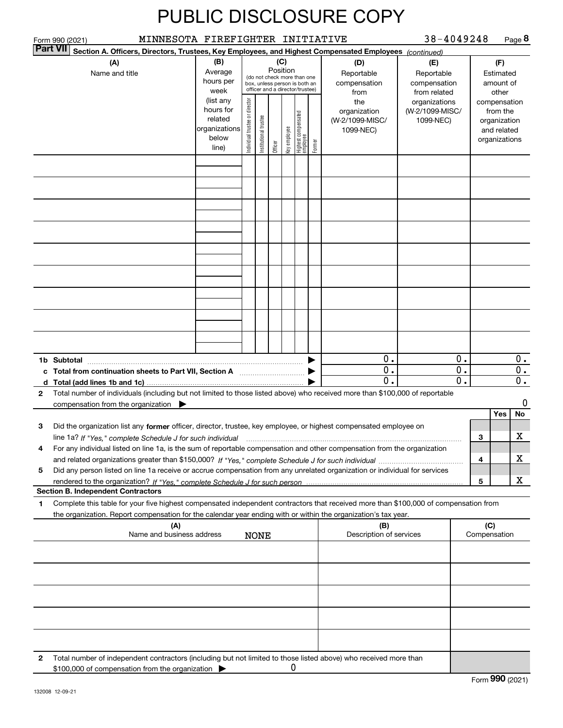# PUBLIC DISCLOSURE COPY

Form 990 (2021) MINNESOTA FIREFIGHTER INITIATIVE 38-4049248 Page 8

**Part VII Section A. Officers, Directors, Trustees, Key Employees, and Highest Compensated Employees** *(continued)*

| (A) Name and title | (B) Average hours per week (list any hours for related organizations below line) | (C) Position (do not check more than one box, unless person is both an officer and a director/trustee): Individual trustee or director | Institutional trustee | Officer | Key employee | Highest compensated employee | Former | (D) Reportable compensation from the organization (W-2/1099-MISC/1099-NEC) | (E) Reportable compensation from related organizations (W-2/1099-MISC/1099-NEC) | (F) Estimated amount of other compensation from the organization and related organizations |
|---|---|---|---|---|---|---|---|---|---|---|
| | | | | | | | | | | |
| | | | | | | | | | | |
| | | | | | | | | | | |
| | | | | | | | | | | |
| | | | | | | | | | | |
| | | | | | | | | | | |
| | | | | | | | | | | |
| | | | | | | | | | | |
| | | | | | | | | | | |
| **1b Subtotal** | | | | | | | | 0. | 0. | 0. |
| **c Total from continuation sheets to Part VII, Section A** | | | | | | | | 0. | 0. | 0. |
| **d Total (add lines 1b and 1c)** | | | | | | | | 0. | 0. | 0. |

**2** Total number of individuals (including but not limited to those listed above) who received more than $100,000 of reportable compensation from the organization ▶ 0

| | | | Yes | No |
|---|---|---|---|---|
| **3** | Did the organization list any **former** officer, director, trustee, key employee, or highest compensated employee on line 1a? *If "Yes," complete Schedule J for such individual* | 3 | | X |
| **4** | For any individual listed on line 1a, is the sum of reportable compensation and other compensation from the organization and related organizations greater than $150,000? *If "Yes," complete Schedule J for such individual* | 4 | | X |
| **5** | Did any person listed on line 1a receive or accrue compensation from any unrelated organization or individual for services rendered to the organization? *If "Yes," complete Schedule J for such person* | 5 | | X |

**Section B. Independent Contractors**

**1** Complete this table for your five highest compensated independent contractors that received more than $100,000 of compensation from the organization. Report compensation for the calendar year ending with or within the organization's tax year.

| (A) Name and business address | (B) Description of services | (C) Compensation |
|---|---|---|
| NONE | | |
| | | |
| | | |
| | | |
| | | |

**2** Total number of independent contractors (including but not limited to those listed above) who received more than $100,000 of compensation from the organization ▶ 0

Form **990** (2021)

132008 12-09-21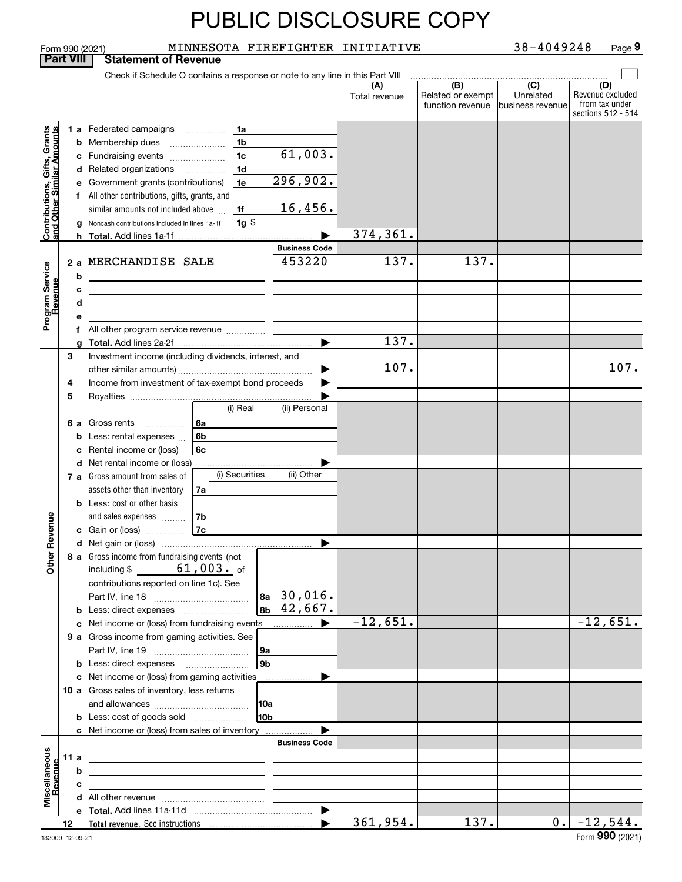# PUBLIC DISCLOSURE COPY

Form 990 (2021) MINNESOTA FIREFIGHTER INITIATIVE 38-4049248 Page 9

**Part VIII Statement of Revenue**

Check if Schedule O contains a response or note to any line in this Part VIII

| | | | | (A) Total revenue | (B) Related or exempt function revenue | (C) Unrelated business revenue | (D) Revenue excluded from tax under sections 512 - 514 |
|---|---|---|---|---|---|---|---|
| **Contributions, Gifts, Grants and Other Similar Amounts** | 1 a Federated campaigns | 1a | | | | | |
| | b Membership dues | 1b | | | | | |
| | c Fundraising events | 1c | 61,003. | | | | |
| | d Related organizations | 1d | | | | | |
| | e Government grants (contributions) | 1e | 296,902. | | | | |
| | f All other contributions, gifts, grants, and similar amounts not included above | 1f | 16,456. | | | | |
| | g Noncash contributions included in lines 1a-1f | 1g | $ | | | | |
| | h **Total.** Add lines 1a-1f | | ▶ | 374,361. | | | |
| | | | **Business Code** | | | | |
| **Program Service Revenue** | 2 a MERCHANDISE SALE | | 453220 | 137. | 137. | | |
| | b | | | | | | |
| | c | | | | | | |
| | d | | | | | | |
| | e | | | | | | |
| | f All other program service revenue | | | | | | |
| | g **Total.** Add lines 2a-2f | | ▶ | 137. | | | |
| **Other Revenue** | 3 Investment income (including dividends, interest, and other similar amounts) | | ▶ | 107. | | | 107. |
| | 4 Income from investment of tax-exempt bond proceeds | | ▶ | | | | |
| | 5 Royalties | | ▶ | | | | |
| | | (i) Real | (ii) Personal | | | | |
| | 6 a Gross rents (6a) | | | | | | |
| | b Less: rental expenses (6b) | | | | | | |
| | c Rental income or (loss) (6c) | | | | | | |
| | d Net rental income or (loss) | | ▶ | | | | |
| | | (i) Securities | (ii) Other | | | | |
| | 7 a Gross amount from sales of assets other than inventory (7a) | | | | | | |
| | b Less: cost or other basis and sales expenses (7b) | | | | | | |
| | c Gain or (loss) (7c) | | | | | | |
| | d Net gain or (loss) | | ▶ | | | | |
| | 8 a Gross income from fundraising events (not including $ 61,003. of contributions reported on line 1c). See Part IV, line 18 | 8a | 30,016. | | | | |
| | b Less: direct expenses | 8b | 42,667. | | | | |
| | c Net income or (loss) from fundraising events | | ▶ | -12,651. | | | -12,651. |
| | 9 a Gross income from gaming activities. See Part IV, line 19 | 9a | | | | | |
| | b Less: direct expenses | 9b | | | | | |
| | c Net income or (loss) from gaming activities | | ▶ | | | | |
| | 10 a Gross sales of inventory, less returns and allowances | 10a | | | | | |
| | b Less: cost of goods sold | 10b | | | | | |
| | c Net income or (loss) from sales of inventory | | ▶ | | | | |
| | | | **Business Code** | | | | |
| **Miscellaneous Revenue** | 11 a | | | | | | |
| | b | | | | | | |
| | c | | | | | | |
| | d All other revenue | | | | | | |
| | e **Total.** Add lines 11a-11d | | ▶ | | | | |
| | 12 **Total revenue.** See instructions | | ▶ | 361,954. | 137. | 0. | -12,544. |

132009 12-09-21 Form **990** (2021)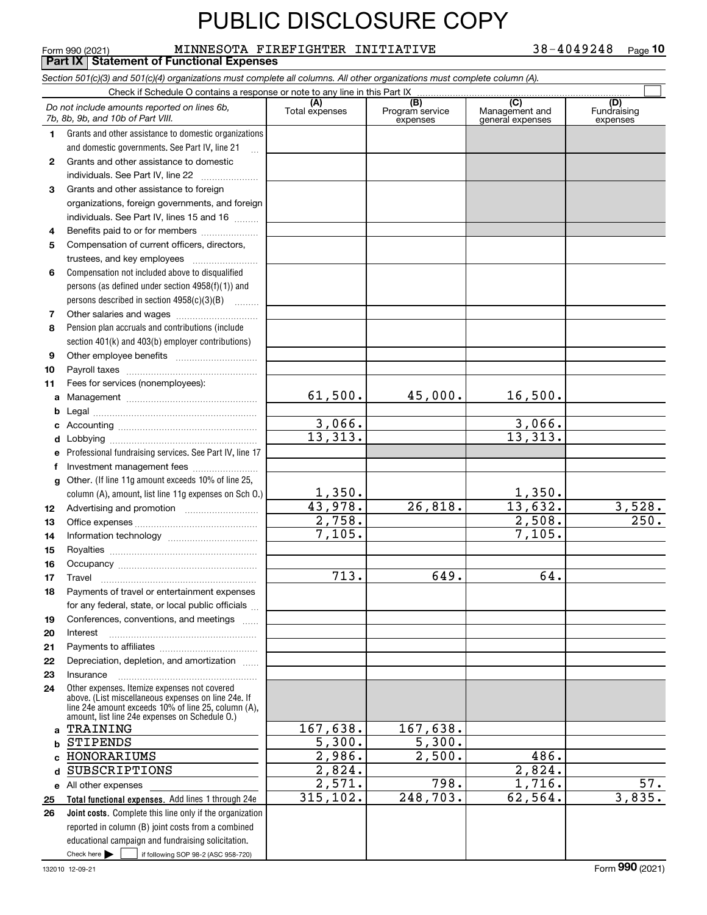# PUBLIC DISCLOSURE COPY

Form 990 (2021) MINNESOTA FIREFIGHTER INITIATIVE 38-4049248 Page 10

**Part IX Statement of Functional Expenses**

*Section 501(c)(3) and 501(c)(4) organizations must complete all columns. All other organizations must complete column (A).*

Check if Schedule O contains a response or note to any line in this Part IX ☐

| *Do not include amounts reported on lines 6b, 7b, 8b, 9b, and 10b of Part VIII.* | (A) Total expenses | (B) Program service expenses | (C) Management and general expenses | (D) Fundraising expenses |
|---|---|---|---|---|
| **1** Grants and other assistance to domestic organizations and domestic governments. See Part IV, line 21 | | | | |
| **2** Grants and other assistance to domestic individuals. See Part IV, line 22 | | | | |
| **3** Grants and other assistance to foreign organizations, foreign governments, and foreign individuals. See Part IV, lines 15 and 16 | | | | |
| **4** Benefits paid to or for members | | | | |
| **5** Compensation of current officers, directors, trustees, and key employees | | | | |
| **6** Compensation not included above to disqualified persons (as defined under section 4958(f)(1)) and persons described in section 4958(c)(3)(B) | | | | |
| **7** Other salaries and wages | | | | |
| **8** Pension plan accruals and contributions (include section 401(k) and 403(b) employer contributions) | | | | |
| **9** Other employee benefits | | | | |
| **10** Payroll taxes | | | | |
| **11** Fees for services (nonemployees): | | | | |
| **a** Management | 61,500. | 45,000. | 16,500. | |
| **b** Legal | | | | |
| **c** Accounting | 3,066. | | 3,066. | |
| **d** Lobbying | 13,313. | | 13,313. | |
| **e** Professional fundraising services. See Part IV, line 17 | | | | |
| **f** Investment management fees | | | | |
| **g** Other. (If line 11g amount exceeds 10% of line 25, column (A), amount, list line 11g expenses on Sch O.) | 1,350. | | 1,350. | |
| **12** Advertising and promotion | 43,978. | 26,818. | 13,632. | 3,528. |
| **13** Office expenses | 2,758. | | 2,508. | 250. |
| **14** Information technology | 7,105. | | 7,105. | |
| **15** Royalties | | | | |
| **16** Occupancy | | | | |
| **17** Travel | 713. | 649. | 64. | |
| **18** Payments of travel or entertainment expenses for any federal, state, or local public officials | | | | |
| **19** Conferences, conventions, and meetings | | | | |
| **20** Interest | | | | |
| **21** Payments to affiliates | | | | |
| **22** Depreciation, depletion, and amortization | | | | |
| **23** Insurance | | | | |
| **24** Other expenses. Itemize expenses not covered above. (List miscellaneous expenses on line 24e. If line 24e amount exceeds 10% of line 25, column (A), amount, list line 24e expenses on Schedule O.) | | | | |
| **a** TRAINING | 167,638. | 167,638. | | |
| **b** STIPENDS | 5,300. | 5,300. | | |
| **c** HONORARIUMS | 2,986. | 2,500. | 486. | |
| **d** SUBSCRIPTIONS | 2,824. | | 2,824. | |
| **e** All other expenses | 2,571. | 798. | 1,716. | 57. |
| **25** **Total functional expenses.** Add lines 1 through 24e | 315,102. | 248,703. | 62,564. | 3,835. |
| **26** **Joint costs.** Complete this line only if the organization reported in column (B) joint costs from a combined educational campaign and fundraising solicitation. Check here ☐ if following SOP 98-2 (ASC 958-720) | | | | |

132010 12-09-21 Form **990** (2021)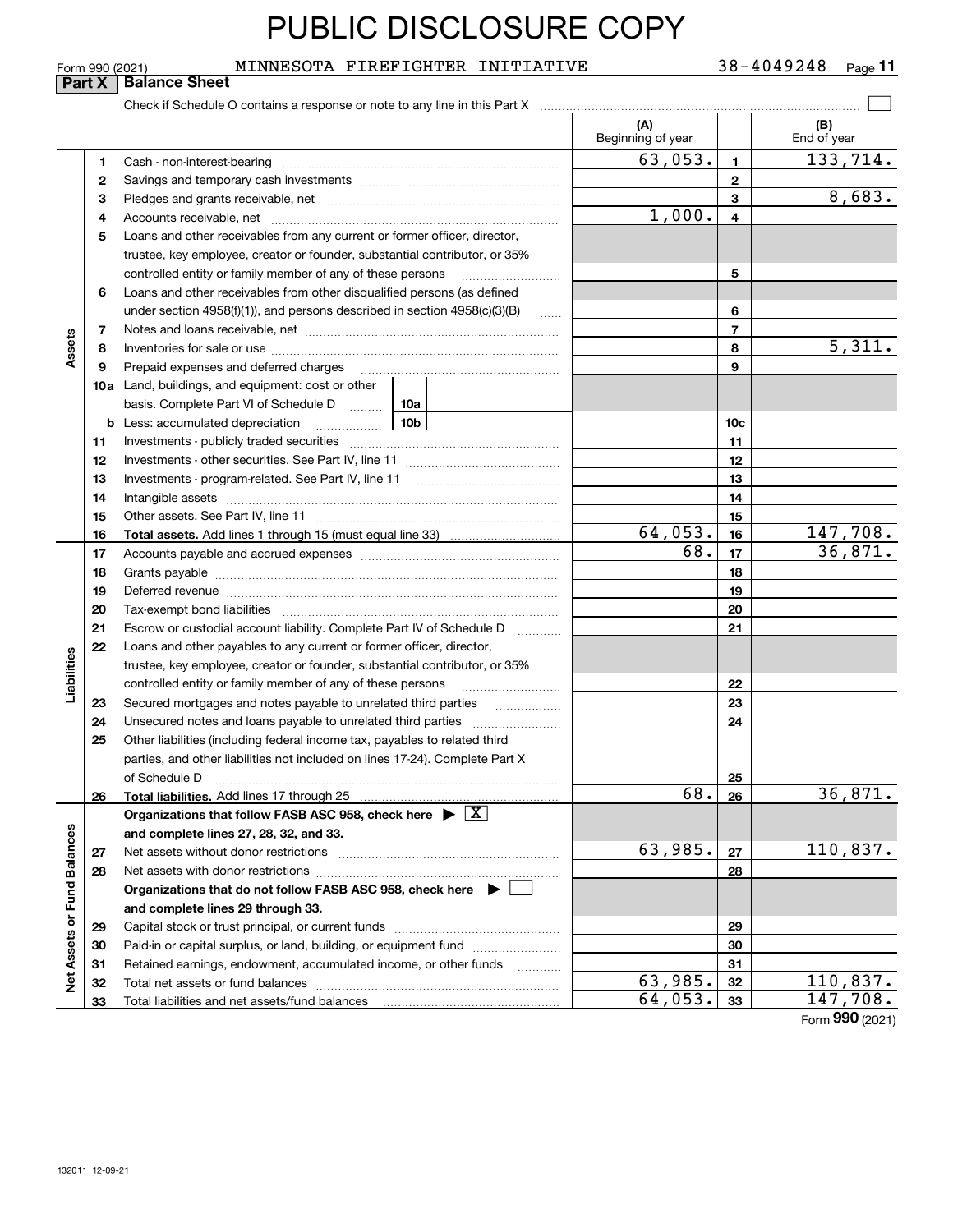# PUBLIC DISCLOSURE COPY

Form 990 (2021) MINNESOTA FIREFIGHTER INITIATIVE 38-4049248 Page **11**

**Part X | Balance Sheet**

Check if Schedule O contains a response or note to any line in this Part X ☐

| | | | (A) Beginning of year | | (B) End of year |
|---|---|---|---|---|---|
| **Assets** | 1 | Cash - non-interest-bearing | 63,053. | 1 | 133,714. |
| | 2 | Savings and temporary cash investments | | 2 | |
| | 3 | Pledges and grants receivable, net | | 3 | 8,683. |
| | 4 | Accounts receivable, net | 1,000. | 4 | |
| | 5 | Loans and other receivables from any current or former officer, director, trustee, key employee, creator or founder, substantial contributor, or 35% controlled entity or family member of any of these persons | | 5 | |
| | 6 | Loans and other receivables from other disqualified persons (as defined under section 4958(f)(1)), and persons described in section 4958(c)(3)(B) | | 6 | |
| | 7 | Notes and loans receivable, net | | 7 | |
| | 8 | Inventories for sale or use | | 8 | 5,311. |
| | 9 | Prepaid expenses and deferred charges | | 9 | |
| | 10a | Land, buildings, and equipment: cost or other basis. Complete Part VI of Schedule D 10a | | | |
| | b | Less: accumulated depreciation 10b | | 10c | |
| | 11 | Investments - publicly traded securities | | 11 | |
| | 12 | Investments - other securities. See Part IV, line 11 | | 12 | |
| | 13 | Investments - program-related. See Part IV, line 11 | | 13 | |
| | 14 | Intangible assets | | 14 | |
| | 15 | Other assets. See Part IV, line 11 | | 15 | |
| | 16 | **Total assets.** Add lines 1 through 15 (must equal line 33) | 64,053. | 16 | 147,708. |
| **Liabilities** | 17 | Accounts payable and accrued expenses | 68. | 17 | 36,871. |
| | 18 | Grants payable | | 18 | |
| | 19 | Deferred revenue | | 19 | |
| | 20 | Tax-exempt bond liabilities | | 20 | |
| | 21 | Escrow or custodial account liability. Complete Part IV of Schedule D | | 21 | |
| | 22 | Loans and other payables to any current or former officer, director, trustee, key employee, creator or founder, substantial contributor, or 35% controlled entity or family member of any of these persons | | 22 | |
| | 23 | Secured mortgages and notes payable to unrelated third parties | | 23 | |
| | 24 | Unsecured notes and loans payable to unrelated third parties | | 24 | |
| | 25 | Other liabilities (including federal income tax, payables to related third parties, and other liabilities not included on lines 17-24). Complete Part X of Schedule D | | 25 | |
| | 26 | **Total liabilities.** Add lines 17 through 25 | 68. | 26 | 36,871. |
| **Net Assets or Fund Balances** | | **Organizations that follow FASB ASC 958, check here** ▶ ☒ **and complete lines 27, 28, 32, and 33.** | | | |
| | 27 | Net assets without donor restrictions | 63,985. | 27 | 110,837. |
| | 28 | Net assets with donor restrictions | | 28 | |
| | | **Organizations that do not follow FASB ASC 958, check here** ▶ ☐ **and complete lines 29 through 33.** | | | |
| | 29 | Capital stock or trust principal, or current funds | | 29 | |
| | 30 | Paid-in or capital surplus, or land, building, or equipment fund | | 30 | |
| | 31 | Retained earnings, endowment, accumulated income, or other funds | | 31 | |
| | 32 | Total net assets or fund balances | 63,985. | 32 | 110,837. |
| | 33 | Total liabilities and net assets/fund balances | 64,053. | 33 | 147,708. |

Form **990** (2021)

132011 12-09-21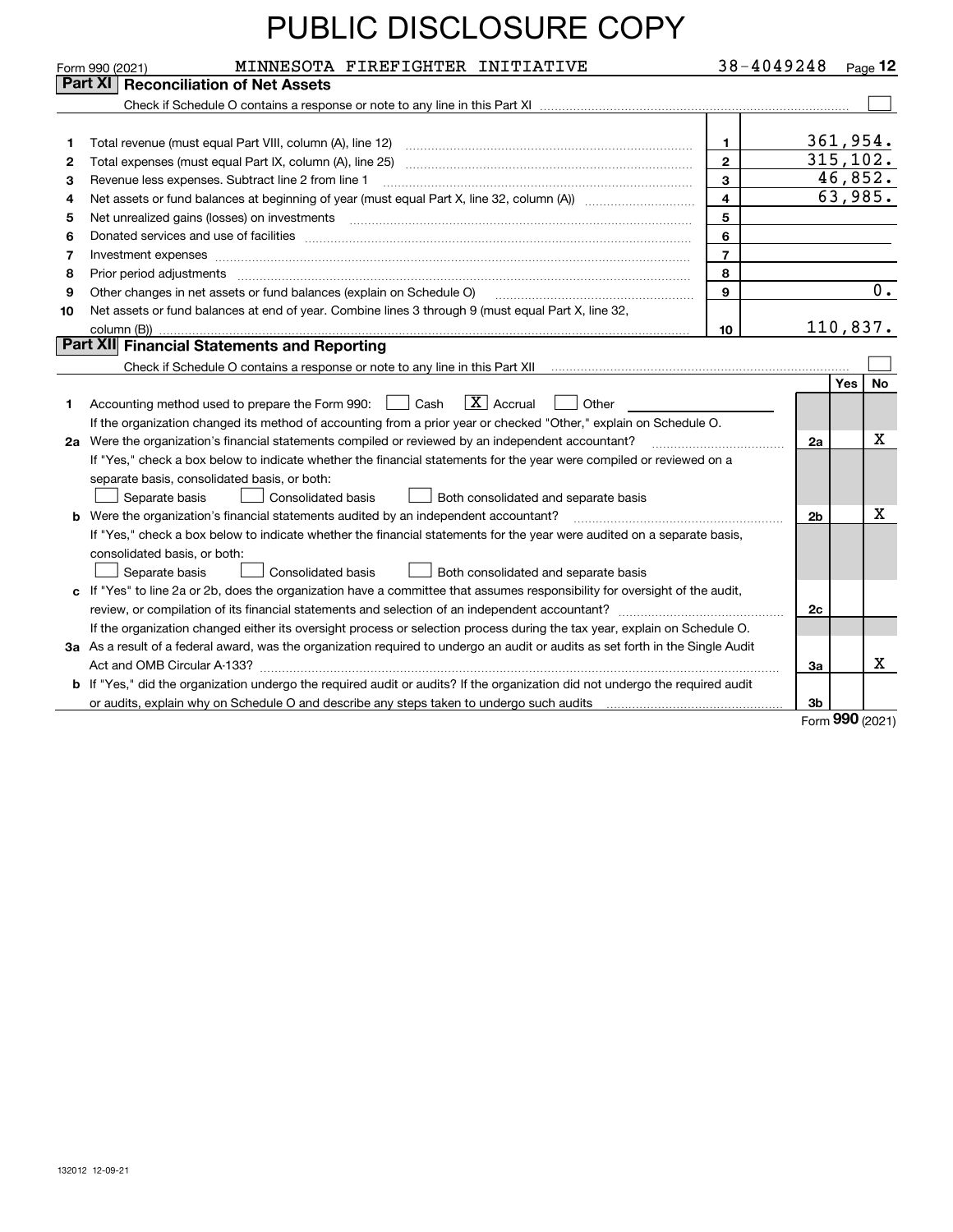# PUBLIC DISCLOSURE COPY

Form 990 (2021) MINNESOTA FIREFIGHTER INITIATIVE 38-4049248

## Part XI Reconciliation of Net Assets

Check if Schedule O contains a response or note to any line in this Part XI ☐

| | | | |
|---|---|---|---|
| 1 | Total revenue (must equal Part VIII, column (A), line 12) | 1 | 361,954. |
| 2 | Total expenses (must equal Part IX, column (A), line 25) | 2 | 315,102. |
| 3 | Revenue less expenses. Subtract line 2 from line 1 | 3 | 46,852. |
| 4 | Net assets or fund balances at beginning of year (must equal Part X, line 32, column (A)) | 4 | 63,985. |
| 5 | Net unrealized gains (losses) on investments | 5 | |
| 6 | Donated services and use of facilities | 6 | |
| 7 | Investment expenses | 7 | |
| 8 | Prior period adjustments | 8 | |
| 9 | Other changes in net assets or fund balances (explain on Schedule O) | 9 | 0. |
| 10 | Net assets or fund balances at end of year. Combine lines 3 through 9 (must equal Part X, line 32, column (B)) | 10 | 110,837. |

## Part XII Financial Statements and Reporting

Check if Schedule O contains a response or note to any line in this Part XII ☐

| | | | Yes | No |
|---|---|---|---|---|
| 1 | Accounting method used to prepare the Form 990: ☐ Cash ☒ Accrual ☐ Other<br>If the organization changed its method of accounting from a prior year or checked "Other," explain on Schedule O. | | | |
| 2a | Were the organization's financial statements compiled or reviewed by an independent accountant?<br>If "Yes," check a box below to indicate whether the financial statements for the year were compiled or reviewed on a separate basis, consolidated basis, or both:<br>☐ Separate basis ☐ Consolidated basis ☐ Both consolidated and separate basis | 2a | | X |
| b | Were the organization's financial statements audited by an independent accountant?<br>If "Yes," check a box below to indicate whether the financial statements for the year were audited on a separate basis, consolidated basis, or both:<br>☐ Separate basis ☐ Consolidated basis ☐ Both consolidated and separate basis | 2b | | X |
| c | If "Yes" to line 2a or 2b, does the organization have a committee that assumes responsibility for oversight of the audit, review, or compilation of its financial statements and selection of an independent accountant?<br>If the organization changed either its oversight process or selection process during the tax year, explain on Schedule O. | 2c | | |
| 3a | As a result of a federal award, was the organization required to undergo an audit or audits as set forth in the Single Audit Act and OMB Circular A-133? | 3a | | X |
| b | If "Yes," did the organization undergo the required audit or audits? If the organization did not undergo the required audit or audits, explain why on Schedule O and describe any steps taken to undergo such audits | 3b | | |

Form 990 (2021)

132012 12-09-21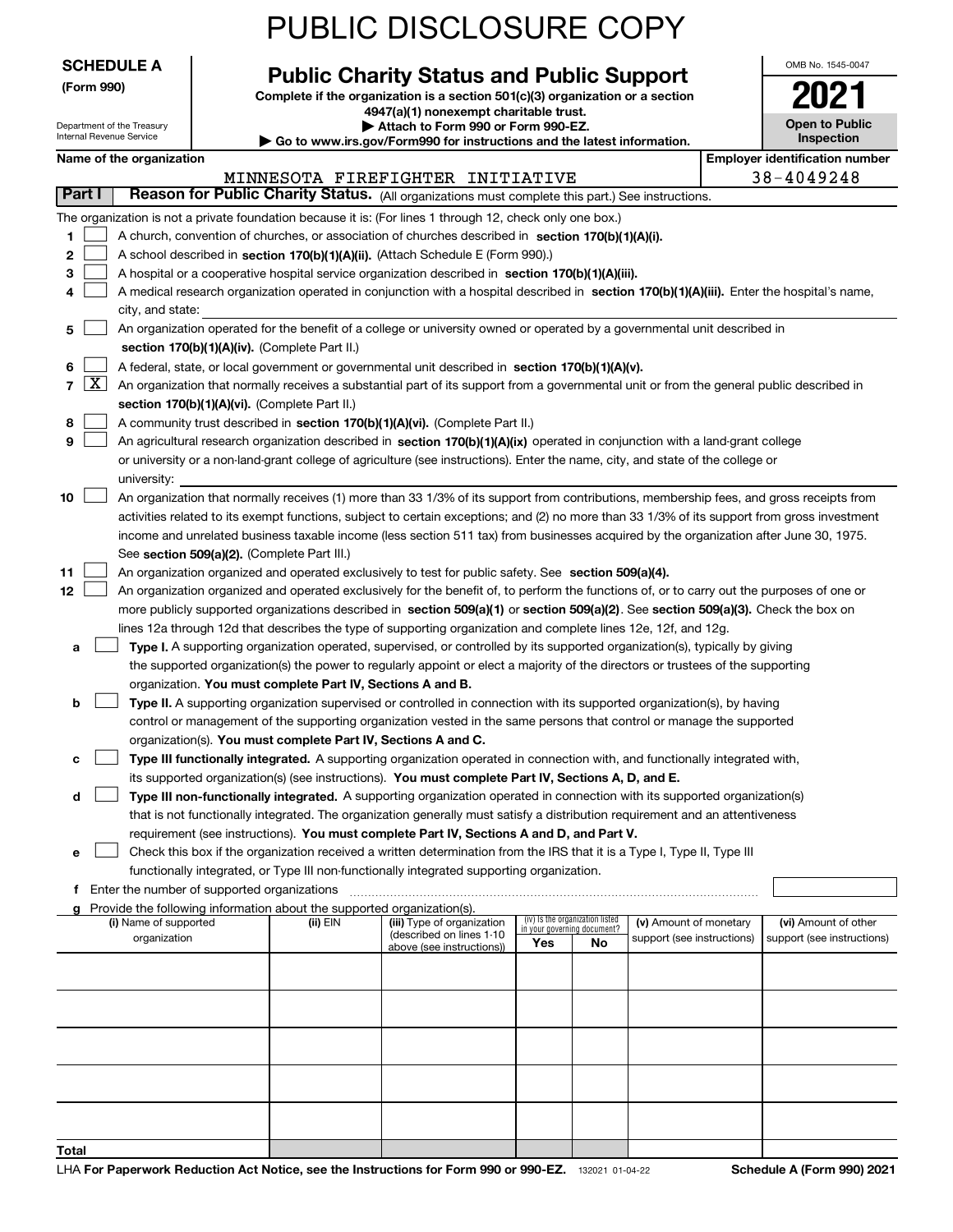# PUBLIC DISCLOSURE COPY

**SCHEDULE A**
**(Form 990)**

Department of the Treasury
Internal Revenue Service

## Public Charity Status and Public Support

**Complete if the organization is a section 501(c)(3) organization or a section 4947(a)(1) nonexempt charitable trust.**
**▶ Attach to Form 990 or Form 990-EZ.**
**▶ Go to www.irs.gov/Form990 for instructions and the latest information.**

OMB No. 1545-0047

**2021**

**Open to Public Inspection**

**Name of the organization:** MINNESOTA FIREFIGHTER INITIATIVE
**Employer identification number:** 38-4049248

**Part I — Reason for Public Charity Status.** (All organizations must complete this part.) See instructions.

The organization is not a private foundation because it is: (For lines 1 through 12, check only one box.)

1. ☐ A church, convention of churches, or association of churches described in **section 170(b)(1)(A)(i).**
2. ☐ A school described in **section 170(b)(1)(A)(ii).** (Attach Schedule E (Form 990).)
3. ☐ A hospital or a cooperative hospital service organization described in **section 170(b)(1)(A)(iii).**
4. ☐ A medical research organization operated in conjunction with a hospital described in **section 170(b)(1)(A)(iii).** Enter the hospital's name, city, and state:
5. ☐ An organization operated for the benefit of a college or university owned or operated by a governmental unit described in **section 170(b)(1)(A)(iv).** (Complete Part II.)
6. ☐ A federal, state, or local government or governmental unit described in **section 170(b)(1)(A)(v).**
7. ☒ An organization that normally receives a substantial part of its support from a governmental unit or from the general public described in **section 170(b)(1)(A)(vi).** (Complete Part II.)
8. ☐ A community trust described in **section 170(b)(1)(A)(vi).** (Complete Part II.)
9. ☐ An agricultural research organization described in **section 170(b)(1)(A)(ix)** operated in conjunction with a land-grant college or university or a non-land-grant college of agriculture (see instructions). Enter the name, city, and state of the college or university:
10. ☐ An organization that normally receives (1) more than 33 1/3% of its support from contributions, membership fees, and gross receipts from activities related to its exempt functions, subject to certain exceptions; and (2) no more than 33 1/3% of its support from gross investment income and unrelated business taxable income (less section 511 tax) from businesses acquired by the organization after June 30, 1975. See **section 509(a)(2).** (Complete Part III.)
11. ☐ An organization organized and operated exclusively to test for public safety. See **section 509(a)(4).**
12. ☐ An organization organized and operated exclusively for the benefit of, to perform the functions of, or to carry out the purposes of one or more publicly supported organizations described in **section 509(a)(1)** or **section 509(a)(2)**. See **section 509(a)(3).** Check the box on lines 12a through 12d that describes the type of supporting organization and complete lines 12e, 12f, and 12g.
   - **a** ☐ **Type I.** A supporting organization operated, supervised, or controlled by its supported organization(s), typically by giving the supported organization(s) the power to regularly appoint or elect a majority of the directors or trustees of the supporting organization. **You must complete Part IV, Sections A and B.**
   - **b** ☐ **Type II.** A supporting organization supervised or controlled in connection with its supported organization(s), by having control or management of the supporting organization vested in the same persons that control or manage the supported organization(s). **You must complete Part IV, Sections A and C.**
   - **c** ☐ **Type III functionally integrated.** A supporting organization operated in connection with, and functionally integrated with, its supported organization(s) (see instructions). **You must complete Part IV, Sections A, D, and E.**
   - **d** ☐ **Type III non-functionally integrated.** A supporting organization operated in connection with its supported organization(s) that is not functionally integrated. The organization generally must satisfy a distribution requirement and an attentiveness requirement (see instructions). **You must complete Part IV, Sections A and D, and Part V.**
   - **e** ☐ Check this box if the organization received a written determination from the IRS that it is a Type I, Type II, Type III functionally integrated, or Type III non-functionally integrated supporting organization.
   - **f** Enter the number of supported organizations
   - **g** Provide the following information about the supported organization(s).

| (i) Name of supported organization | (ii) EIN | (iii) Type of organization (described on lines 1-10 above (see instructions)) | (iv) Is the organization listed in your governing document? Yes | No | (v) Amount of monetary support (see instructions) | (vi) Amount of other support (see instructions) |
|---|---|---|---|---|---|---|
| | | | | | | |
| | | | | | | |
| | | | | | | |
| | | | | | | |
| | | | | | | |
| **Total** | | | | | | |

LHA **For Paperwork Reduction Act Notice, see the Instructions for Form 990 or 990-EZ.** 132021 01-04-22 **Schedule A (Form 990) 2021**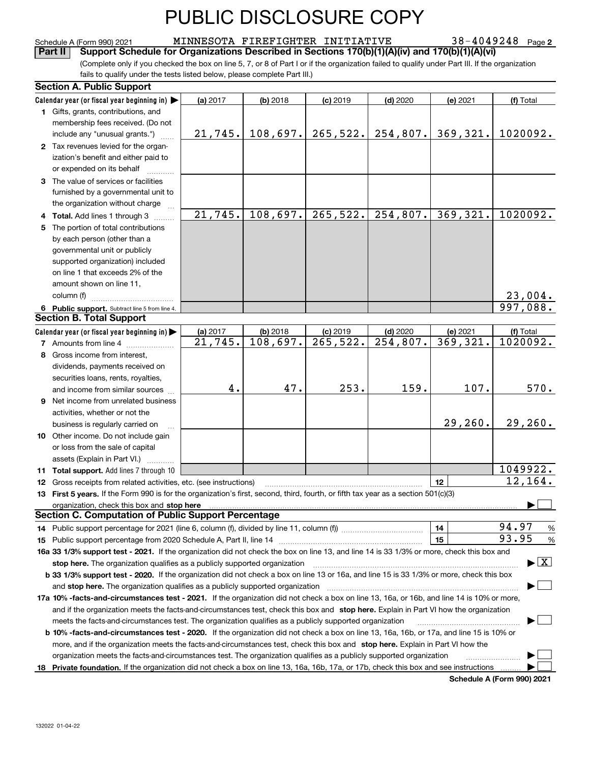# PUBLIC DISCLOSURE COPY

Schedule A (Form 990) 2021 MINNESOTA FIREFIGHTER INITIATIVE 38-4049248 Page 2

**Part II Support Schedule for Organizations Described in Sections 170(b)(1)(A)(iv) and 170(b)(1)(A)(vi)**

(Complete only if you checked the box on line 5, 7, or 8 of Part I or if the organization failed to qualify under Part III. If the organization fails to qualify under the tests listed below, please complete Part III.)

## Section A. Public Support

| Calendar year (or fiscal year beginning in) ▶ | (a) 2017 | (b) 2018 | (c) 2019 | (d) 2020 | (e) 2021 | (f) Total |
|---|---|---|---|---|---|---|
| 1 Gifts, grants, contributions, and membership fees received. (Do not include any "unusual grants.") | 21,745. | 108,697. | 265,522. | 254,807. | 369,321. | 1020092. |
| 2 Tax revenues levied for the organization's benefit and either paid to or expended on its behalf | | | | | | |
| 3 The value of services or facilities furnished by a governmental unit to the organization without charge | | | | | | |
| 4 Total. Add lines 1 through 3 | 21,745. | 108,697. | 265,522. | 254,807. | 369,321. | 1020092. |
| 5 The portion of total contributions by each person (other than a governmental unit or publicly supported organization) included on line 1 that exceeds 2% of the amount shown on line 11, column (f) | | | | | | 23,004. |
| 6 Public support. Subtract line 5 from line 4. | | | | | | 997,088. |

## Section B. Total Support

| Calendar year (or fiscal year beginning in) ▶ | (a) 2017 | (b) 2018 | (c) 2019 | (d) 2020 | (e) 2021 | (f) Total |
|---|---|---|---|---|---|---|
| 7 Amounts from line 4 | 21,745. | 108,697. | 265,522. | 254,807. | 369,321. | 1020092. |
| 8 Gross income from interest, dividends, payments received on securities loans, rents, royalties, and income from similar sources | 4. | 47. | 253. | 159. | 107. | 570. |
| 9 Net income from unrelated business activities, whether or not the business is regularly carried on | | | | | 29,260. | 29,260. |
| 10 Other income. Do not include gain or loss from the sale of capital assets (Explain in Part VI.) | | | | | | |
| 11 Total support. Add lines 7 through 10 | | | | | | 1049922. |

12 Gross receipts from related activities, etc. (see instructions) | 12 | 12,164.

13 **First 5 years.** If the Form 990 is for the organization's first, second, third, fourth, or fifth tax year as a section 501(c)(3) organization, check this box and **stop here** ▶ ☐

## Section C. Computation of Public Support Percentage

14 Public support percentage for 2021 (line 6, column (f), divided by line 11, column (f)) | 14 | 94.97 %

15 Public support percentage from 2020 Schedule A, Part II, line 14 | 15 | 93.95 %

**16a 33 1/3% support test - 2021.** If the organization did not check the box on line 13, and line 14 is 33 1/3% or more, check this box and **stop here.** The organization qualifies as a publicly supported organization ▶ ☒

**b 33 1/3% support test - 2020.** If the organization did not check a box on line 13 or 16a, and line 15 is 33 1/3% or more, check this box and **stop here.** The organization qualifies as a publicly supported organization ▶ ☐

**17a 10% -facts-and-circumstances test - 2021.** If the organization did not check a box on line 13, 16a, or 16b, and line 14 is 10% or more, and if the organization meets the facts-and-circumstances test, check this box and **stop here.** Explain in Part VI how the organization meets the facts-and-circumstances test. The organization qualifies as a publicly supported organization ▶ ☐

**b 10% -facts-and-circumstances test - 2020.** If the organization did not check a box on line 13, 16a, 16b, or 17a, and line 15 is 10% or more, and if the organization meets the facts-and-circumstances test, check this box and **stop here.** Explain in Part VI how the organization meets the facts-and-circumstances test. The organization qualifies as a publicly supported organization ▶ ☐

**18 Private foundation.** If the organization did not check a box on line 13, 16a, 16b, 17a, or 17b, check this box and see instructions ▶ ☐

**Schedule A (Form 990) 2021**

132022 01-04-22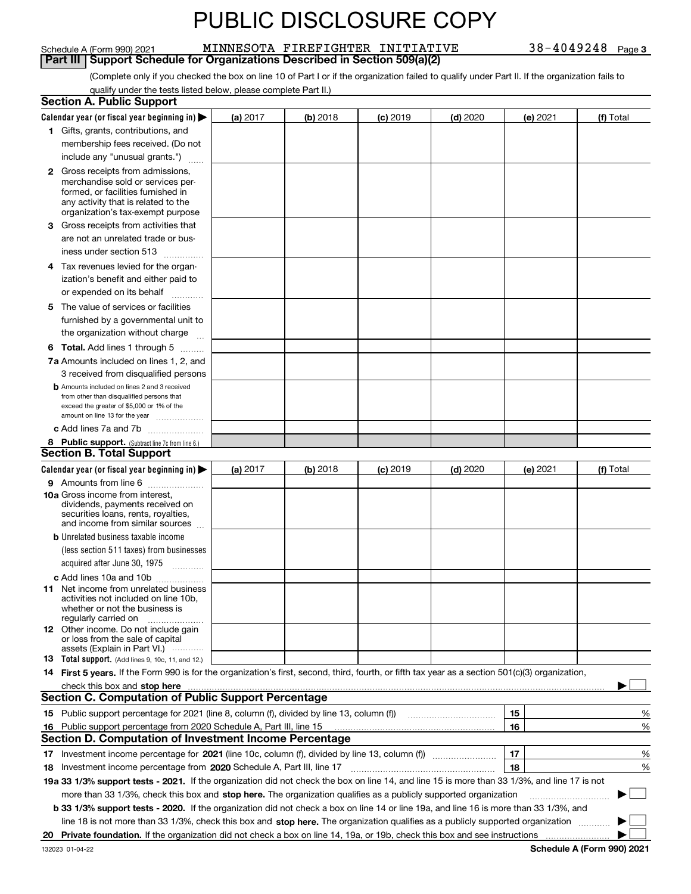# PUBLIC DISCLOSURE COPY

Schedule A (Form 990) 2021 MINNESOTA FIREFIGHTER INITIATIVE 38-4049248 Page 3

## Part III Support Schedule for Organizations Described in Section 509(a)(2)

(Complete only if you checked the box on line 10 of Part I or if the organization failed to qualify under Part II. If the organization fails to qualify under the tests listed below, please complete Part II.)

### Section A. Public Support

| Calendar year (or fiscal year beginning in) ▶ | (a) 2017 | (b) 2018 | (c) 2019 | (d) 2020 | (e) 2021 | (f) Total |
|---|---|---|---|---|---|---|
| **1** Gifts, grants, contributions, and membership fees received. (Do not include any "unusual grants.") | | | | | | |
| **2** Gross receipts from admissions, merchandise sold or services performed, or facilities furnished in any activity that is related to the organization's tax-exempt purpose | | | | | | |
| **3** Gross receipts from activities that are not an unrelated trade or business under section 513 | | | | | | |
| **4** Tax revenues levied for the organization's benefit and either paid to or expended on its behalf | | | | | | |
| **5** The value of services or facilities furnished by a governmental unit to the organization without charge | | | | | | |
| **6 Total.** Add lines 1 through 5 | | | | | | |
| **7a** Amounts included on lines 1, 2, and 3 received from disqualified persons | | | | | | |
| **b** Amounts included on lines 2 and 3 received from other than disqualified persons that exceed the greater of $5,000 or 1% of the amount on line 13 for the year | | | | | | |
| **c** Add lines 7a and 7b | | | | | | |
| **8 Public support.** (Subtract line 7c from line 6.) | | | | | | |

### Section B. Total Support

| Calendar year (or fiscal year beginning in) ▶ | (a) 2017 | (b) 2018 | (c) 2019 | (d) 2020 | (e) 2021 | (f) Total |
|---|---|---|---|---|---|---|
| **9** Amounts from line 6 | | | | | | |
| **10a** Gross income from interest, dividends, payments received on securities loans, rents, royalties, and income from similar sources | | | | | | |
| **b** Unrelated business taxable income (less section 511 taxes) from businesses acquired after June 30, 1975 | | | | | | |
| **c** Add lines 10a and 10b | | | | | | |
| **11** Net income from unrelated business activities not included on line 10b, whether or not the business is regularly carried on | | | | | | |
| **12** Other income. Do not include gain or loss from the sale of capital assets (Explain in Part VI.) | | | | | | |
| **13 Total support.** (Add lines 9, 10c, 11, and 12.) | | | | | | |

**14 First 5 years.** If the Form 990 is for the organization's first, second, third, fourth, or fifth tax year as a section 501(c)(3) organization, check this box and **stop here** ▶ ☐

### Section C. Computation of Public Support Percentage

| | | | |
|---|---|---|---|
| **15** Public support percentage for 2021 (line 8, column (f), divided by line 13, column (f)) | 15 | | % |
| **16** Public support percentage from 2020 Schedule A, Part III, line 15 | 16 | | % |

### Section D. Computation of Investment Income Percentage

| | | | |
|---|---|---|---|
| **17** Investment income percentage for **2021** (line 10c, column (f), divided by line 13, column (f)) | 17 | | % |
| **18** Investment income percentage from **2020** Schedule A, Part III, line 17 | 18 | | % |

**19a 33 1/3% support tests - 2021.** If the organization did not check the box on line 14, and line 15 is more than 33 1/3%, and line 17 is not more than 33 1/3%, check this box and **stop here.** The organization qualifies as a publicly supported organization ▶ ☐

**b 33 1/3% support tests - 2020.** If the organization did not check a box on line 14 or line 19a, and line 16 is more than 33 1/3%, and line 18 is not more than 33 1/3%, check this box and **stop here.** The organization qualifies as a publicly supported organization ▶ ☐

**20 Private foundation.** If the organization did not check a box on line 14, 19a, or 19b, check this box and see instructions ▶ ☐

132023 01-04-22 **Schedule A (Form 990) 2021**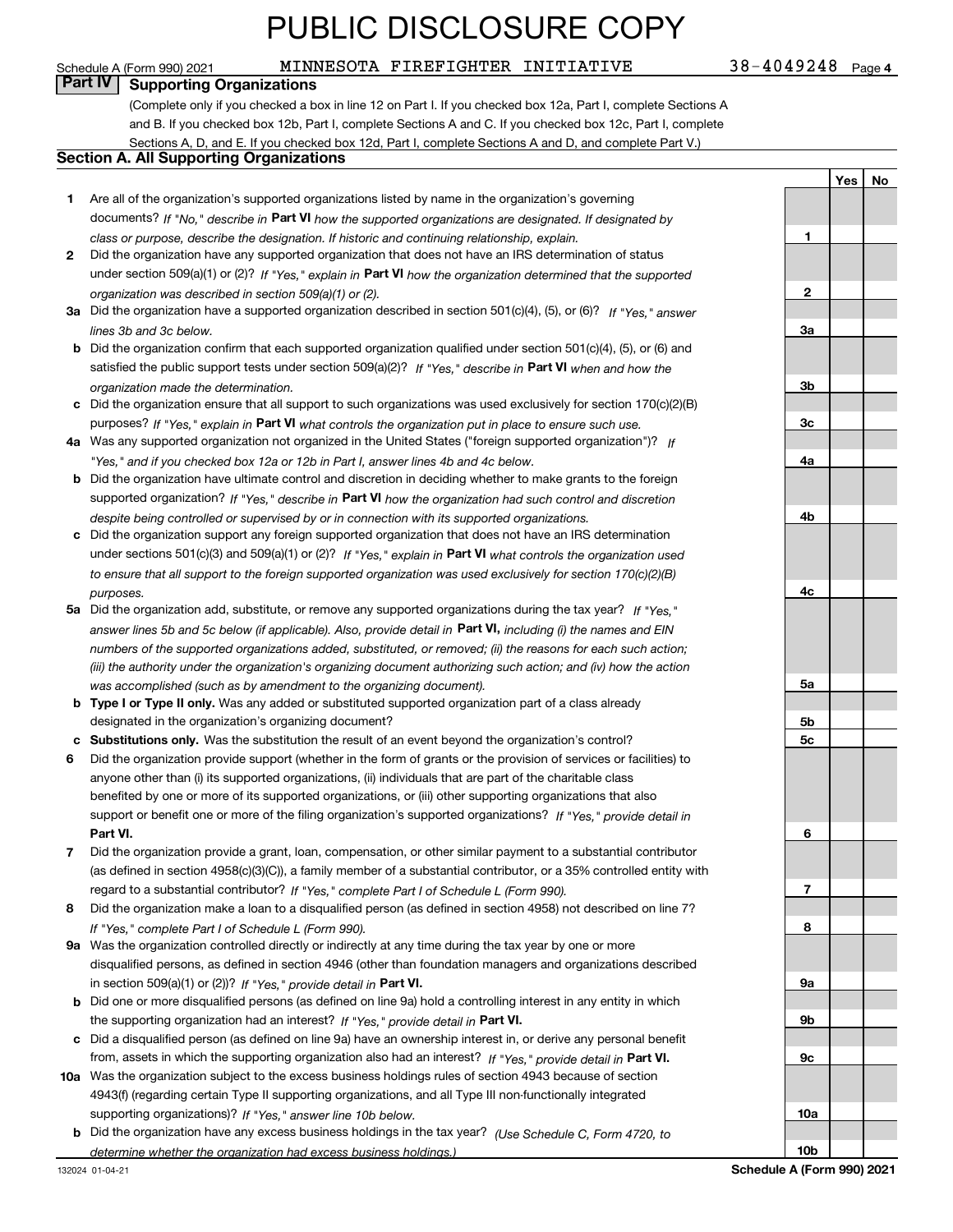PUBLIC DISCLOSURE COPY

Schedule A (Form 990) 2021 MINNESOTA FIREFIGHTER INITIATIVE 38-4049248 Page **4**

## Part IV Supporting Organizations

(Complete only if you checked a box in line 12 on Part I. If you checked box 12a, Part I, complete Sections A and B. If you checked box 12b, Part I, complete Sections A and C. If you checked box 12c, Part I, complete Sections A, D, and E. If you checked box 12d, Part I, complete Sections A and D, and complete Part V.)

### Section A. All Supporting Organizations

| | | | Yes | No |
|---|---|---|---|---|
| **1** | Are all of the organization's supported organizations listed by name in the organization's governing documents? *If "No," describe in* **Part VI** *how the supported organizations are designated. If designated by class or purpose, describe the designation. If historic and continuing relationship, explain.* | **1** | | |
| **2** | Did the organization have any supported organization that does not have an IRS determination of status under section 509(a)(1) or (2)? *If "Yes," explain in* **Part VI** *how the organization determined that the supported organization was described in section 509(a)(1) or (2).* | **2** | | |
| **3a** | Did the organization have a supported organization described in section 501(c)(4), (5), or (6)? *If "Yes," answer lines 3b and 3c below.* | **3a** | | |
| **b** | Did the organization confirm that each supported organization qualified under section 501(c)(4), (5), or (6) and satisfied the public support tests under section 509(a)(2)? *If "Yes," describe in* **Part VI** *when and how the organization made the determination.* | **3b** | | |
| **c** | Did the organization ensure that all support to such organizations was used exclusively for section 170(c)(2)(B) purposes? *If "Yes," explain in* **Part VI** *what controls the organization put in place to ensure such use.* | **3c** | | |
| **4a** | Was any supported organization not organized in the United States ("foreign supported organization")? *If "Yes," and if you checked box 12a or 12b in Part I, answer lines 4b and 4c below.* | **4a** | | |
| **b** | Did the organization have ultimate control and discretion in deciding whether to make grants to the foreign supported organization? *If "Yes," describe in* **Part VI** *how the organization had such control and discretion despite being controlled or supervised by or in connection with its supported organizations.* | **4b** | | |
| **c** | Did the organization support any foreign supported organization that does not have an IRS determination under sections 501(c)(3) and 509(a)(1) or (2)? *If "Yes," explain in* **Part VI** *what controls the organization used to ensure that all support to the foreign supported organization was used exclusively for section 170(c)(2)(B) purposes.* | **4c** | | |
| **5a** | Did the organization add, substitute, or remove any supported organizations during the tax year? *If "Yes," answer lines 5b and 5c below (if applicable). Also, provide detail in* **Part VI,** *including (i) the names and EIN numbers of the supported organizations added, substituted, or removed; (ii) the reasons for each such action; (iii) the authority under the organization's organizing document authorizing such action; and (iv) how the action was accomplished (such as by amendment to the organizing document).* | **5a** | | |
| **b** | **Type I or Type II only.** Was any added or substituted supported organization part of a class already designated in the organization's organizing document? | **5b** | | |
| **c** | **Substitutions only.** Was the substitution the result of an event beyond the organization's control? | **5c** | | |
| **6** | Did the organization provide support (whether in the form of grants or the provision of services or facilities) to anyone other than (i) its supported organizations, (ii) individuals that are part of the charitable class benefited by one or more of its supported organizations, or (iii) other supporting organizations that also support or benefit one or more of the filing organization's supported organizations? *If "Yes," provide detail in* **Part VI.** | **6** | | |
| **7** | Did the organization provide a grant, loan, compensation, or other similar payment to a substantial contributor (as defined in section 4958(c)(3)(C)), a family member of a substantial contributor, or a 35% controlled entity with regard to a substantial contributor? *If "Yes," complete Part I of Schedule L (Form 990).* | **7** | | |
| **8** | Did the organization make a loan to a disqualified person (as defined in section 4958) not described on line 7? *If "Yes," complete Part I of Schedule L (Form 990).* | **8** | | |
| **9a** | Was the organization controlled directly or indirectly at any time during the tax year by one or more disqualified persons, as defined in section 4946 (other than foundation managers and organizations described in section 509(a)(1) or (2))? *If "Yes," provide detail in* **Part VI.** | **9a** | | |
| **b** | Did one or more disqualified persons (as defined on line 9a) hold a controlling interest in any entity in which the supporting organization had an interest? *If "Yes," provide detail in* **Part VI.** | **9b** | | |
| **c** | Did a disqualified person (as defined on line 9a) have an ownership interest in, or derive any personal benefit from, assets in which the supporting organization also had an interest? *If "Yes," provide detail in* **Part VI.** | **9c** | | |
| **10a** | Was the organization subject to the excess business holdings rules of section 4943 because of section 4943(f) (regarding certain Type II supporting organizations, and all Type III non-functionally integrated supporting organizations)? *If "Yes," answer line 10b below.* | **10a** | | |
| **b** | Did the organization have any excess business holdings in the tax year? *(Use Schedule C, Form 4720, to determine whether the organization had excess business holdings.)* | **10b** | | |

132024 01-04-21 **Schedule A (Form 990) 2021**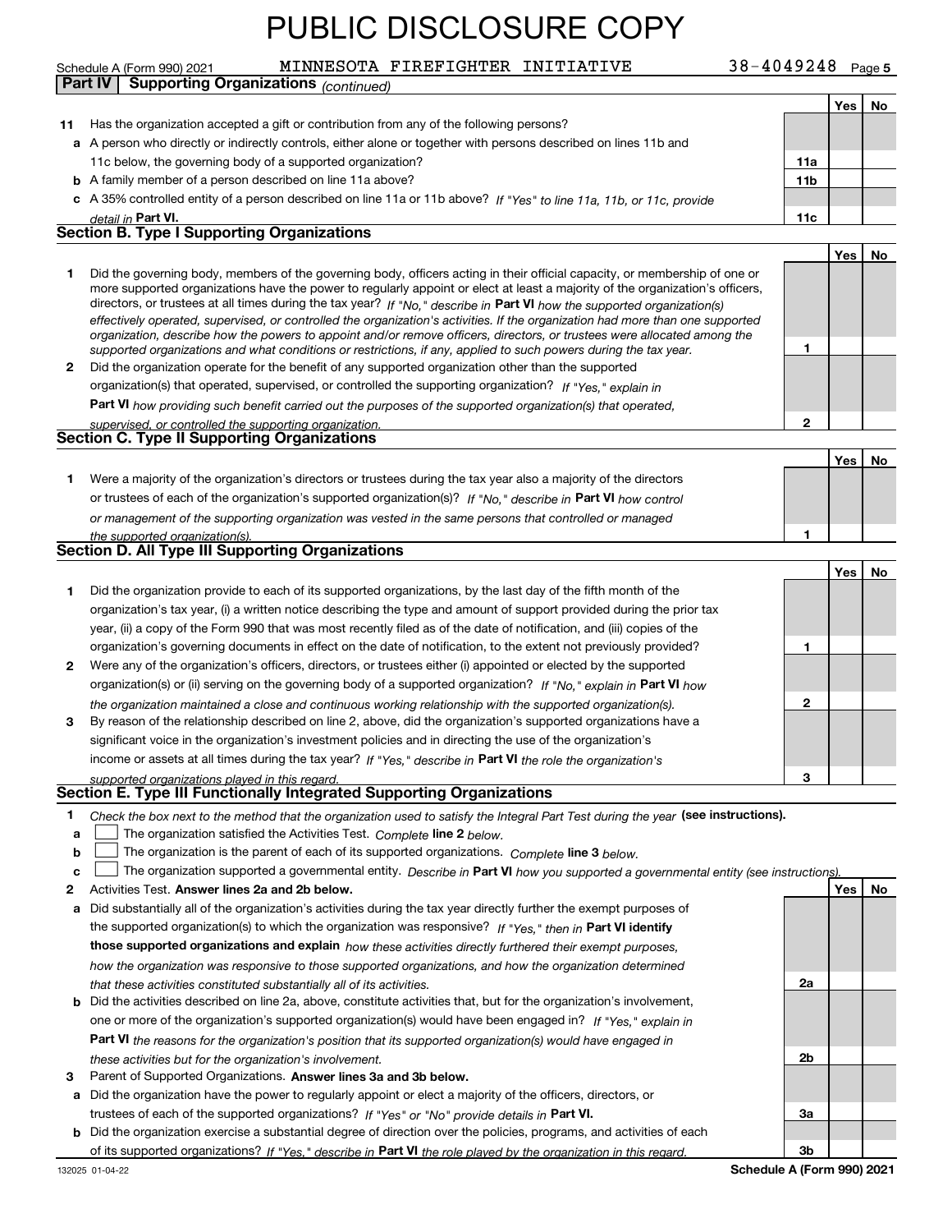PUBLIC DISCLOSURE COPY

Schedule A (Form 990) 2021 MINNESOTA FIREFIGHTER INITIATIVE 38-4049248 Page 5

**Part IV Supporting Organizations** *(continued)*

| | | | Yes | No |
|---|---|---|---|---|
| **11** | Has the organization accepted a gift or contribution from any of the following persons? | | | |
| **a** | A person who directly or indirectly controls, either alone or together with persons described on lines 11b and 11c below, the governing body of a supported organization? | **11a** | | |
| **b** | A family member of a person described on line 11a above? | **11b** | | |
| **c** | A 35% controlled entity of a person described on line 11a or 11b above? *If "Yes" to line 11a, 11b, or 11c, provide detail in* **Part VI.** | **11c** | | |

### Section B. Type I Supporting Organizations

| | | | Yes | No |
|---|---|---|---|---|
| **1** | Did the governing body, members of the governing body, officers acting in their official capacity, or membership of one or more supported organizations have the power to regularly appoint or elect at least a majority of the organization's officers, directors, or trustees at all times during the tax year? *If "No," describe in* **Part VI** *how the supported organization(s) effectively operated, supervised, or controlled the organization's activities. If the organization had more than one supported organization, describe how the powers to appoint and/or remove officers, directors, or trustees were allocated among the supported organizations and what conditions or restrictions, if any, applied to such powers during the tax year.* | **1** | | |
| **2** | Did the organization operate for the benefit of any supported organization other than the supported organization(s) that operated, supervised, or controlled the supporting organization? *If "Yes," explain in* **Part VI** *how providing such benefit carried out the purposes of the supported organization(s) that operated, supervised, or controlled the supporting organization.* | **2** | | |

### Section C. Type II Supporting Organizations

| | | | Yes | No |
|---|---|---|---|---|
| **1** | Were a majority of the organization's directors or trustees during the tax year also a majority of the directors or trustees of each of the organization's supported organization(s)? *If "No," describe in* **Part VI** *how control or management of the supporting organization was vested in the same persons that controlled or managed the supported organization(s).* | **1** | | |

### Section D. All Type III Supporting Organizations

| | | | Yes | No |
|---|---|---|---|---|
| **1** | Did the organization provide to each of its supported organizations, by the last day of the fifth month of the organization's tax year, (i) a written notice describing the type and amount of support provided during the prior tax year, (ii) a copy of the Form 990 that was most recently filed as of the date of notification, and (iii) copies of the organization's governing documents in effect on the date of notification, to the extent not previously provided? | **1** | | |
| **2** | Were any of the organization's officers, directors, or trustees either (i) appointed or elected by the supported organization(s) or (ii) serving on the governing body of a supported organization? *If "No," explain in* **Part VI** *how the organization maintained a close and continuous working relationship with the supported organization(s).* | **2** | | |
| **3** | By reason of the relationship described on line 2, above, did the organization's supported organizations have a significant voice in the organization's investment policies and in directing the use of the organization's income or assets at all times during the tax year? *If "Yes," describe in* **Part VI** *the role the organization's supported organizations played in this regard.* | **3** | | |

### Section E. Type III Functionally Integrated Supporting Organizations

**1** *Check the box next to the method that the organization used to satisfy the Integral Part Test during the year* **(see instructions).**

**a** ☐ The organization satisfied the Activities Test. *Complete* **line 2** *below.*

**b** ☐ The organization is the parent of each of its supported organizations. *Complete* **line 3** *below.*

**c** ☐ The organization supported a governmental entity. *Describe in* **Part VI** *how you supported a governmental entity (see instructions).*

| | | | Yes | No |
|---|---|---|---|---|
| **2** | Activities Test. **Answer lines 2a and 2b below.** | | | |
| **a** | Did substantially all of the organization's activities during the tax year directly further the exempt purposes of the supported organization(s) to which the organization was responsive? *If "Yes," then in* **Part VI identify those supported organizations and explain** *how these activities directly furthered their exempt purposes, how the organization was responsive to those supported organizations, and how the organization determined that these activities constituted substantially all of its activities.* | **2a** | | |
| **b** | Did the activities described on line 2a, above, constitute activities that, but for the organization's involvement, one or more of the organization's supported organization(s) would have been engaged in? *If "Yes," explain in* **Part VI** *the reasons for the organization's position that its supported organization(s) would have engaged in these activities but for the organization's involvement.* | **2b** | | |
| **3** | Parent of Supported Organizations. **Answer lines 3a and 3b below.** | | | |
| **a** | Did the organization have the power to regularly appoint or elect a majority of the officers, directors, or trustees of each of the supported organizations? *If "Yes" or "No" provide details in* **Part VI.** | **3a** | | |
| **b** | Did the organization exercise a substantial degree of direction over the policies, programs, and activities of each of its supported organizations? *If "Yes," describe in* **Part VI** *the role played by the organization in this regard.* | **3b** | | |

132025 01-04-22 **Schedule A (Form 990) 2021**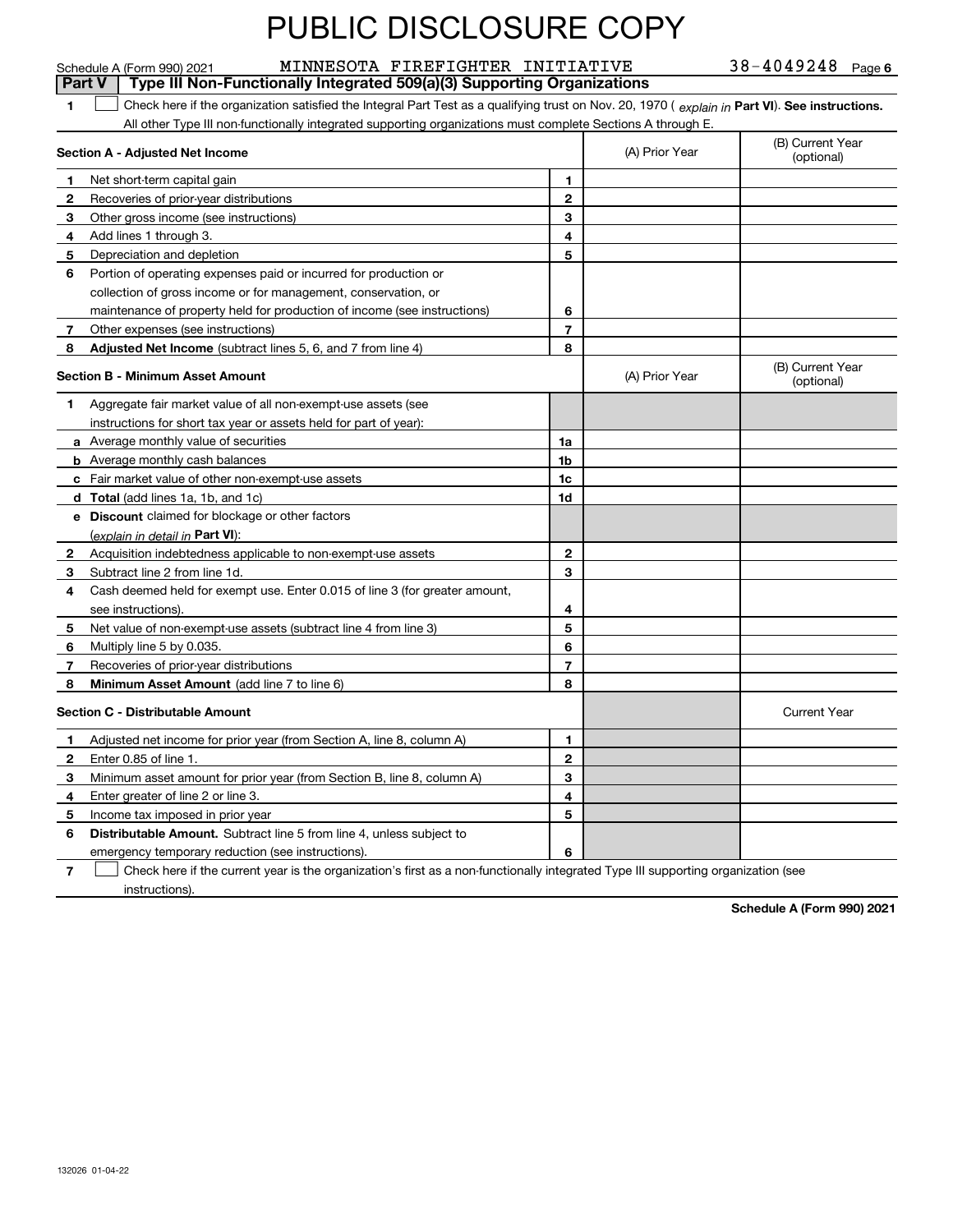# PUBLIC DISCLOSURE COPY

Schedule A (Form 990) 2021 MINNESOTA FIREFIGHTER INITIATIVE 38-4049248 Page 6

**Part V Type III Non-Functionally Integrated 509(a)(3) Supporting Organizations**

1 ☐ Check here if the organization satisfied the Integral Part Test as a qualifying trust on Nov. 20, 1970 ( *explain in* **Part VI**). **See instructions.** All other Type III non-functionally integrated supporting organizations must complete Sections A through E.

| **Section A - Adjusted Net Income** | | | (A) Prior Year | (B) Current Year (optional) |
|---|---|---|---|---|
| 1 | Net short-term capital gain | 1 | | |
| 2 | Recoveries of prior-year distributions | 2 | | |
| 3 | Other gross income (see instructions) | 3 | | |
| 4 | Add lines 1 through 3. | 4 | | |
| 5 | Depreciation and depletion | 5 | | |
| 6 | Portion of operating expenses paid or incurred for production or collection of gross income or for management, conservation, or maintenance of property held for production of income (see instructions) | 6 | | |
| 7 | Other expenses (see instructions) | 7 | | |
| 8 | **Adjusted Net Income** (subtract lines 5, 6, and 7 from line 4) | 8 | | |

| **Section B - Minimum Asset Amount** | | | (A) Prior Year | (B) Current Year (optional) |
|---|---|---|---|---|
| 1 | Aggregate fair market value of all non-exempt-use assets (see instructions for short tax year or assets held for part of year): | | | |
| a | Average monthly value of securities | 1a | | |
| b | Average monthly cash balances | 1b | | |
| c | Fair market value of other non-exempt-use assets | 1c | | |
| d | **Total** (add lines 1a, 1b, and 1c) | 1d | | |
| e | **Discount** claimed for blockage or other factors (*explain in detail in* **Part VI**): | | | |
| 2 | Acquisition indebtedness applicable to non-exempt-use assets | 2 | | |
| 3 | Subtract line 2 from line 1d. | 3 | | |
| 4 | Cash deemed held for exempt use. Enter 0.015 of line 3 (for greater amount, see instructions). | 4 | | |
| 5 | Net value of non-exempt-use assets (subtract line 4 from line 3) | 5 | | |
| 6 | Multiply line 5 by 0.035. | 6 | | |
| 7 | Recoveries of prior-year distributions | 7 | | |
| 8 | **Minimum Asset Amount** (add line 7 to line 6) | 8 | | |

| **Section C - Distributable Amount** | | | | Current Year |
|---|---|---|---|---|
| 1 | Adjusted net income for prior year (from Section A, line 8, column A) | 1 | | |
| 2 | Enter 0.85 of line 1. | 2 | | |
| 3 | Minimum asset amount for prior year (from Section B, line 8, column A) | 3 | | |
| 4 | Enter greater of line 2 or line 3. | 4 | | |
| 5 | Income tax imposed in prior year | 5 | | |
| 6 | **Distributable Amount.** Subtract line 5 from line 4, unless subject to emergency temporary reduction (see instructions). | 6 | | |

7 ☐ Check here if the current year is the organization's first as a non-functionally integrated Type III supporting organization (see instructions).

**Schedule A (Form 990) 2021**

132026 01-04-22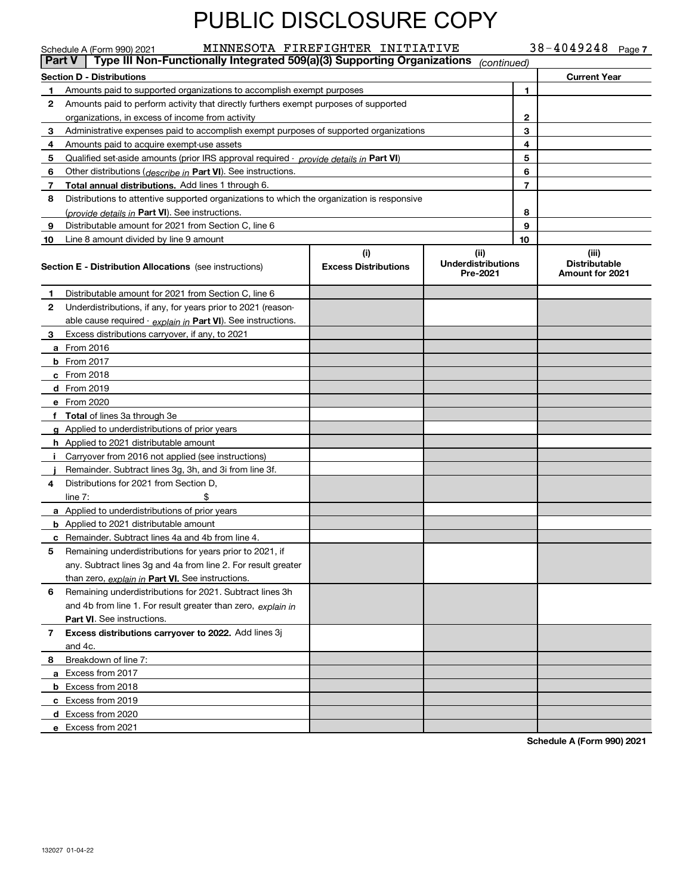# PUBLIC DISCLOSURE COPY

Schedule A (Form 990) 2021 MINNESOTA FIREFIGHTER INITIATIVE 38-4049248 Page 7

**Part V** **Type III Non-Functionally Integrated 509(a)(3) Supporting Organizations** *(continued)*

| **Section D - Distributions** | | | **Current Year** |
|---|---|---|---|
| 1 | Amounts paid to supported organizations to accomplish exempt purposes | 1 | |
| 2 | Amounts paid to perform activity that directly furthers exempt purposes of supported organizations, in excess of income from activity | 2 | |
| 3 | Administrative expenses paid to accomplish exempt purposes of supported organizations | 3 | |
| 4 | Amounts paid to acquire exempt-use assets | 4 | |
| 5 | Qualified set-aside amounts (prior IRS approval required - *provide details in* **Part VI**) | 5 | |
| 6 | Other distributions (*describe in* **Part VI**). See instructions. | 6 | |
| 7 | **Total annual distributions.** Add lines 1 through 6. | 7 | |
| 8 | Distributions to attentive supported organizations to which the organization is responsive (*provide details in* **Part VI**). See instructions. | 8 | |
| 9 | Distributable amount for 2021 from Section C, line 6 | 9 | |
| 10 | Line 8 amount divided by line 9 amount | 10 | |

| **Section E - Distribution Allocations** (see instructions) | **(i)** **Excess Distributions** | **(ii)** **Underdistributions Pre-2021** | **(iii)** **Distributable Amount for 2021** |
|---|---|---|---|
| **1** Distributable amount for 2021 from Section C, line 6 | | | |
| **2** Underdistributions, if any, for years prior to 2021 (reasonable cause required - *explain in* **Part VI**). See instructions. | | | |
| **3** Excess distributions carryover, if any, to 2021 | | | |
| **a** From 2016 | | | |
| **b** From 2017 | | | |
| **c** From 2018 | | | |
| **d** From 2019 | | | |
| **e** From 2020 | | | |
| **f** **Total** of lines 3a through 3e | | | |
| **g** Applied to underdistributions of prior years | | | |
| **h** Applied to 2021 distributable amount | | | |
| **i** Carryover from 2016 not applied (see instructions) | | | |
| **j** Remainder. Subtract lines 3g, 3h, and 3i from line 3f. | | | |
| **4** Distributions for 2021 from Section D, line 7: $ | | | |
| **a** Applied to underdistributions of prior years | | | |
| **b** Applied to 2021 distributable amount | | | |
| **c** Remainder. Subtract lines 4a and 4b from line 4. | | | |
| **5** Remaining underdistributions for years prior to 2021, if any. Subtract lines 3g and 4a from line 2. For result greater than zero, *explain in* **Part VI.** See instructions. | | | |
| **6** Remaining underdistributions for 2021. Subtract lines 3h and 4b from line 1. For result greater than zero, *explain in* **Part VI**. See instructions. | | | |
| **7** **Excess distributions carryover to 2022.** Add lines 3j and 4c. | | | |
| **8** Breakdown of line 7: | | | |
| **a** Excess from 2017 | | | |
| **b** Excess from 2018 | | | |
| **c** Excess from 2019 | | | |
| **d** Excess from 2020 | | | |
| **e** Excess from 2021 | | | |

**Schedule A (Form 990) 2021**

132027 01-04-22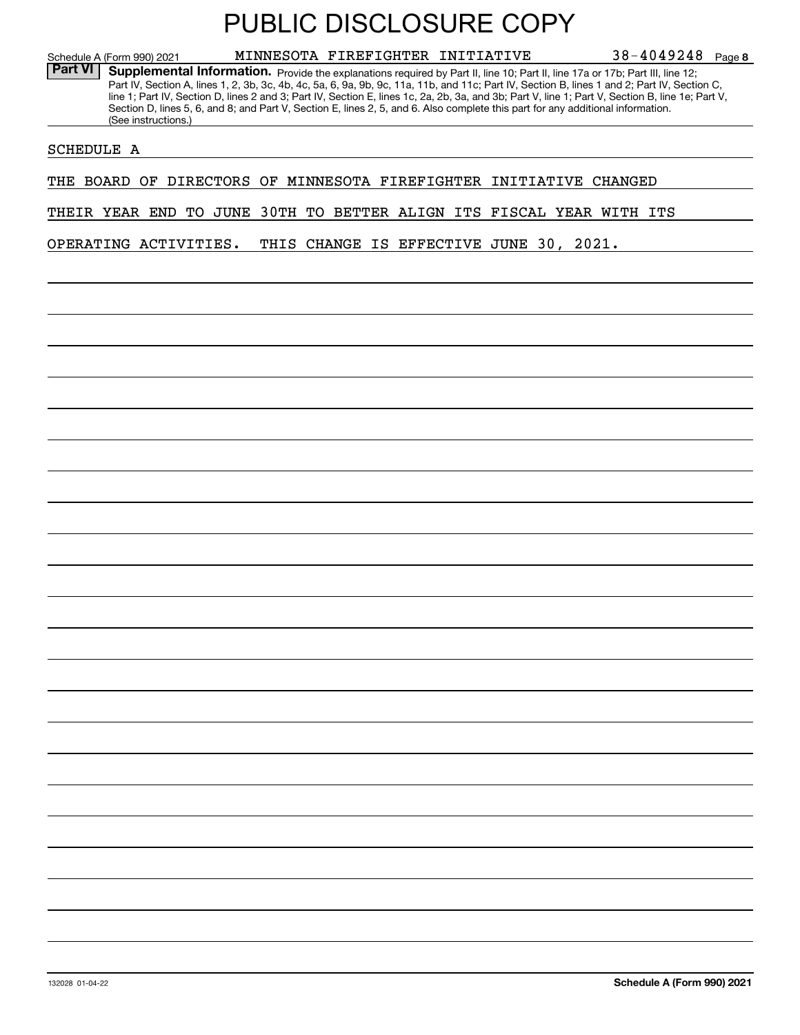# PUBLIC DISCLOSURE COPY

Schedule A (Form 990) 2021 MINNESOTA FIREFIGHTER INITIATIVE 38-4049248 Page **8**

**Part VI** **Supplemental Information.** Provide the explanations required by Part II, line 10; Part II, line 17a or 17b; Part III, line 12; Part IV, Section A, lines 1, 2, 3b, 3c, 4b, 4c, 5a, 6, 9a, 9b, 9c, 11a, 11b, and 11c; Part IV, Section B, lines 1 and 2; Part IV, Section C, line 1; Part IV, Section D, lines 2 and 3; Part IV, Section E, lines 1c, 2a, 2b, 3a, and 3b; Part V, line 1; Part V, Section B, line 1e; Part V, Section D, lines 5, 6, and 8; and Part V, Section E, lines 2, 5, and 6. Also complete this part for any additional information. (See instructions.)

SCHEDULE A

THE BOARD OF DIRECTORS OF MINNESOTA FIREFIGHTER INITIATIVE CHANGED THEIR YEAR END TO JUNE 30TH TO BETTER ALIGN ITS FISCAL YEAR WITH ITS OPERATING ACTIVITIES. THIS CHANGE IS EFFECTIVE JUNE 30, 2021.

132028 01-04-22 **Schedule A (Form 990) 2021**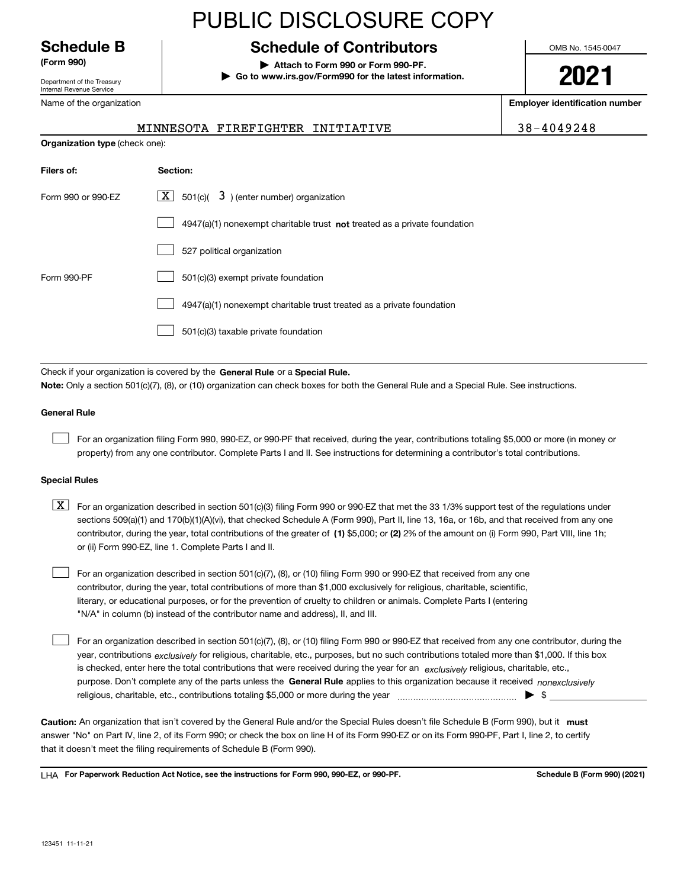# PUBLIC DISCLOSURE COPY

**Schedule B** **(Form 990)**

Department of the Treasury Internal Revenue Service

## Schedule of Contributors

▶ **Attach to Form 990 or Form 990-PF.**
▶ **Go to www.irs.gov/Form990 for the latest information.**

OMB No. 1545-0047

**2021**

Name of the organization: MINNESOTA FIREFIGHTER INITIATIVE

**Employer identification number:** 38-4049248

**Organization type** (check one):

| **Filers of:** | **Section:** |
|---|---|
| Form 990 or 990-EZ | [X] 501(c)( 3 ) (enter number) organization |
| | [ ] 4947(a)(1) nonexempt charitable trust **not** treated as a private foundation |
| | [ ] 527 political organization |
| Form 990-PF | [ ] 501(c)(3) exempt private foundation |
| | [ ] 4947(a)(1) nonexempt charitable trust treated as a private foundation |
| | [ ] 501(c)(3) taxable private foundation |

Check if your organization is covered by the **General Rule** or a **Special Rule.**

**Note:** Only a section 501(c)(7), (8), or (10) organization can check boxes for both the General Rule and a Special Rule. See instructions.

**General Rule**

[ ] For an organization filing Form 990, 990-EZ, or 990-PF that received, during the year, contributions totaling $5,000 or more (in money or property) from any one contributor. Complete Parts I and II. See instructions for determining a contributor's total contributions.

**Special Rules**

[X] For an organization described in section 501(c)(3) filing Form 990 or 990-EZ that met the 33 1/3% support test of the regulations under sections 509(a)(1) and 170(b)(1)(A)(vi), that checked Schedule A (Form 990), Part II, line 13, 16a, or 16b, and that received from any one contributor, during the year, total contributions of the greater of **(1)** $5,000; or **(2)** 2% of the amount on (i) Form 990, Part VIII, line 1h; or (ii) Form 990-EZ, line 1. Complete Parts I and II.

[ ] For an organization described in section 501(c)(7), (8), or (10) filing Form 990 or 990-EZ that received from any one contributor, during the year, total contributions of more than $1,000 exclusively for religious, charitable, scientific, literary, or educational purposes, or for the prevention of cruelty to children or animals. Complete Parts I (entering "N/A" in column (b) instead of the contributor name and address), II, and III.

[ ] For an organization described in section 501(c)(7), (8), or (10) filing Form 990 or 990-EZ that received from any one contributor, during the year, contributions *exclusively* for religious, charitable, etc., purposes, but no such contributions totaled more than $1,000. If this box is checked, enter here the total contributions that were received during the year for an *exclusively* religious, charitable, etc., purpose. Don't complete any of the parts unless the **General Rule** applies to this organization because it received *nonexclusively* religious, charitable, etc., contributions totaling $5,000 or more during the year ▶ $ ____________

**Caution:** An organization that isn't covered by the General Rule and/or the Special Rules doesn't file Schedule B (Form 990), but it **must** answer "No" on Part IV, line 2, of its Form 990; or check the box on line H of its Form 990-EZ or on its Form 990-PF, Part I, line 2, to certify that it doesn't meet the filing requirements of Schedule B (Form 990).

LHA **For Paperwork Reduction Act Notice, see the instructions for Form 990, 990-EZ, or 990-PF.** **Schedule B (Form 990) (2021)**

123451 11-11-21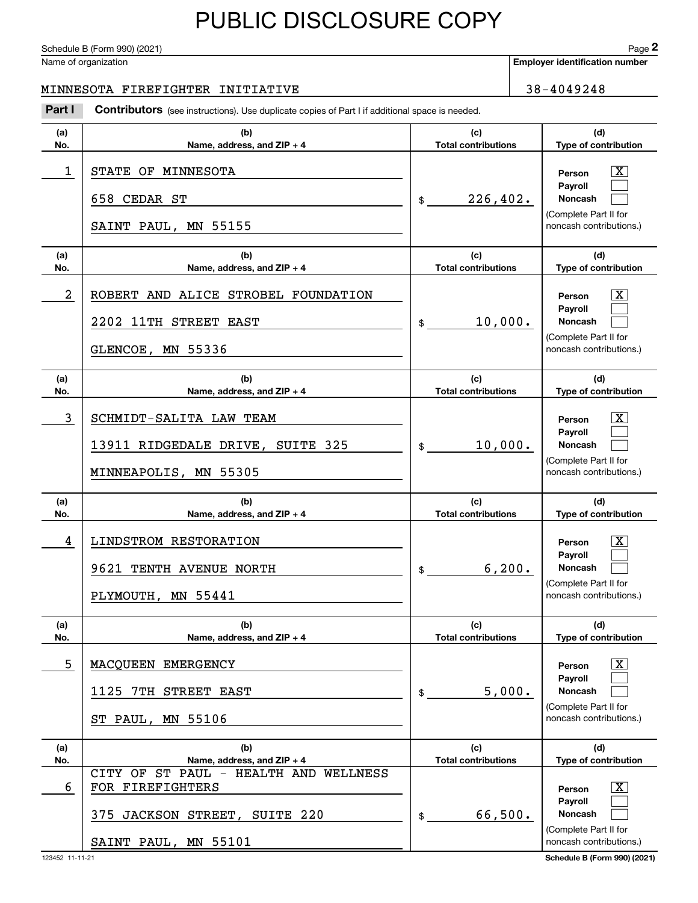# PUBLIC DISCLOSURE COPY

Schedule B (Form 990) (2021)

Name of organization: MINNESOTA FIREFIGHTER INITIATIVE

**Employer identification number:** 38-4049248

**Part I** **Contributors** (see instructions). Use duplicate copies of Part I if additional space is needed.

| (a) No. | (b) Name, address, and ZIP + 4 | (c) Total contributions | (d) Type of contribution |
|---|---|---|---|
| 1 | STATE OF MINNESOTA<br>658 CEDAR ST<br>SAINT PAUL, MN 55155 | $ 226,402. | Person [X]<br>Payroll [ ]<br>Noncash [ ]<br>(Complete Part II for noncash contributions.) |
| 2 | ROBERT AND ALICE STROBEL FOUNDATION<br>2202 11TH STREET EAST<br>GLENCOE, MN 55336 | $ 10,000. | Person [X]<br>Payroll [ ]<br>Noncash [ ]<br>(Complete Part II for noncash contributions.) |
| 3 | SCHMIDT-SALITA LAW TEAM<br>13911 RIDGEDALE DRIVE, SUITE 325<br>MINNEAPOLIS, MN 55305 | $ 10,000. | Person [X]<br>Payroll [ ]<br>Noncash [ ]<br>(Complete Part II for noncash contributions.) |
| 4 | LINDSTROM RESTORATION<br>9621 TENTH AVENUE NORTH<br>PLYMOUTH, MN 55441 | $ 6,200. | Person [X]<br>Payroll [ ]<br>Noncash [ ]<br>(Complete Part II for noncash contributions.) |
| 5 | MACQUEEN EMERGENCY<br>1125 7TH STREET EAST<br>ST PAUL, MN 55106 | $ 5,000. | Person [X]<br>Payroll [ ]<br>Noncash [ ]<br>(Complete Part II for noncash contributions.) |
| 6 | CITY OF ST PAUL - HEALTH AND WELLNESS FOR FIREFIGHTERS<br>375 JACKSON STREET, SUITE 220<br>SAINT PAUL, MN 55101 | $ 66,500. | Person [X]<br>Payroll [ ]<br>Noncash [ ]<br>(Complete Part II for noncash contributions.) |

123452 11-11-21 Schedule B (Form 990) (2021)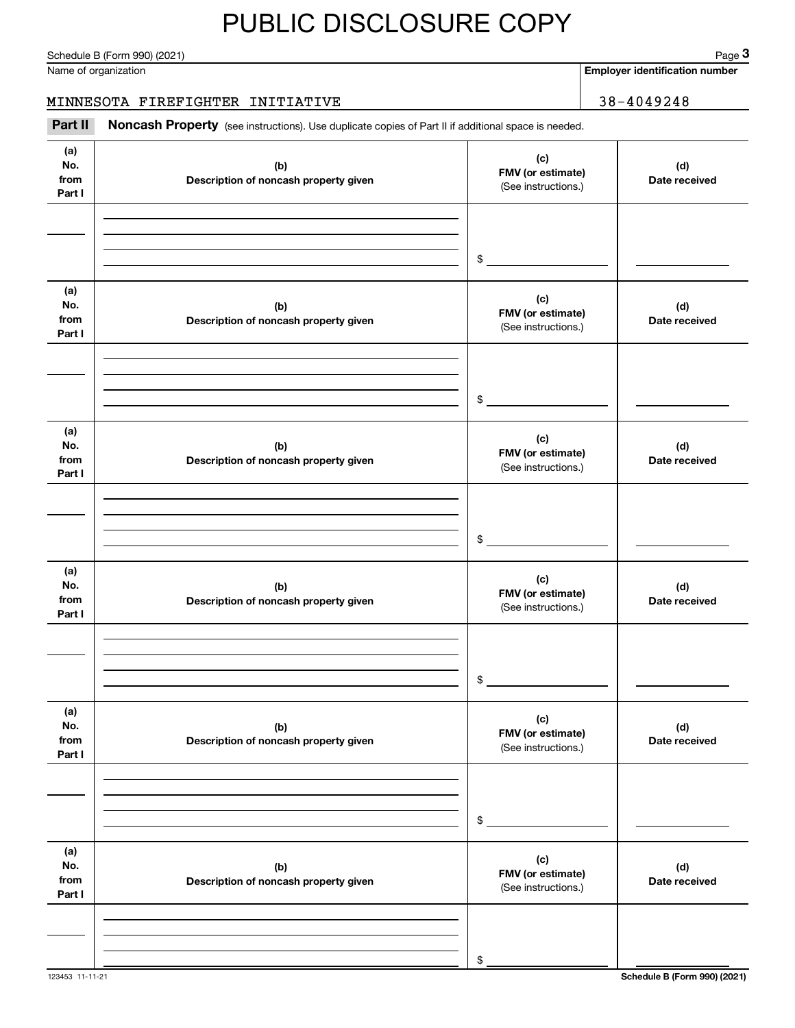# PUBLIC DISCLOSURE COPY

Schedule B (Form 990) (2021) Page **3**

Name of organization

MINNESOTA FIREFIGHTER INITIATIVE

**Employer identification number**

38-4049248

**Part II** **Noncash Property** (see instructions). Use duplicate copies of Part II if additional space is needed.

| (a) No. from Part I | (b) Description of noncash property given | (c) FMV (or estimate) (See instructions.) | (d) Date received |
|---|---|---|---|
| | | $ | |

| (a) No. from Part I | (b) Description of noncash property given | (c) FMV (or estimate) (See instructions.) | (d) Date received |
|---|---|---|---|
| | | $ | |

| (a) No. from Part I | (b) Description of noncash property given | (c) FMV (or estimate) (See instructions.) | (d) Date received |
|---|---|---|---|
| | | $ | |

| (a) No. from Part I | (b) Description of noncash property given | (c) FMV (or estimate) (See instructions.) | (d) Date received |
|---|---|---|---|
| | | $ | |

| (a) No. from Part I | (b) Description of noncash property given | (c) FMV (or estimate) (See instructions.) | (d) Date received |
|---|---|---|---|
| | | $ | |

| (a) No. from Part I | (b) Description of noncash property given | (c) FMV (or estimate) (See instructions.) | (d) Date received |
|---|---|---|---|
| | | $ | |

123453 11-11-21 **Schedule B (Form 990) (2021)**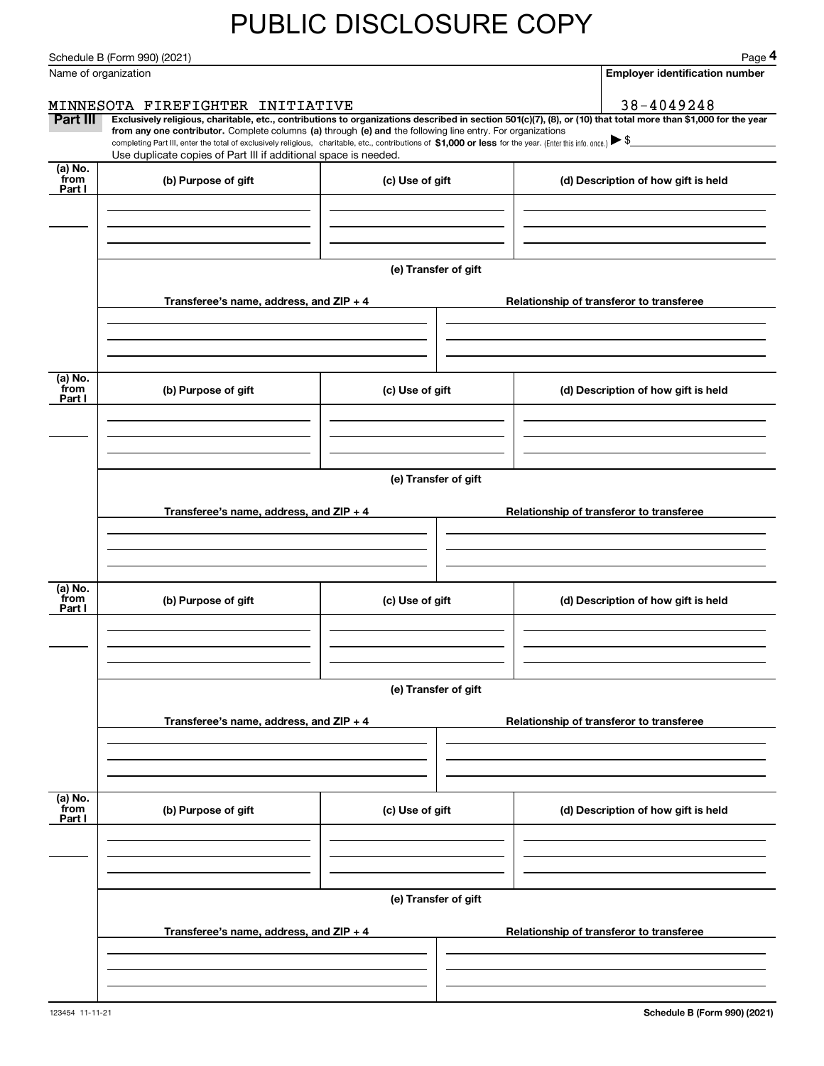# PUBLIC DISCLOSURE COPY

Schedule B (Form 990) (2021)

Name of organization: MINNESOTA FIREFIGHTER INITIATIVE

Employer identification number: 38-4049248

**Part III** **Exclusively religious, charitable, etc., contributions to organizations described in section 501(c)(7), (8), or (10) that total more than $1,000 for the year from any one contributor.** Complete columns **(a)** through **(e) and** the following line entry. For organizations completing Part III, enter the total of exclusively religious, charitable, etc., contributions of **$1,000 or less** for the year. (Enter this info. once.) ▶ $

Use duplicate copies of Part III if additional space is needed.

| (a) No. from Part I | (b) Purpose of gift | (c) Use of gift | (d) Description of how gift is held |
|---|---|---|---|
| | | | |

(e) Transfer of gift

| Transferee's name, address, and ZIP + 4 | Relationship of transferor to transferee |
|---|---|
| | |

| (a) No. from Part I | (b) Purpose of gift | (c) Use of gift | (d) Description of how gift is held |
|---|---|---|---|
| | | | |

(e) Transfer of gift

| Transferee's name, address, and ZIP + 4 | Relationship of transferor to transferee |
|---|---|
| | |

| (a) No. from Part I | (b) Purpose of gift | (c) Use of gift | (d) Description of how gift is held |
|---|---|---|---|
| | | | |

(e) Transfer of gift

| Transferee's name, address, and ZIP + 4 | Relationship of transferor to transferee |
|---|---|
| | |

| (a) No. from Part I | (b) Purpose of gift | (c) Use of gift | (d) Description of how gift is held |
|---|---|---|---|
| | | | |

(e) Transfer of gift

| Transferee's name, address, and ZIP + 4 | Relationship of transferor to transferee |
|---|---|
| | |

123454 11-11-21

**Schedule B (Form 990) (2021)**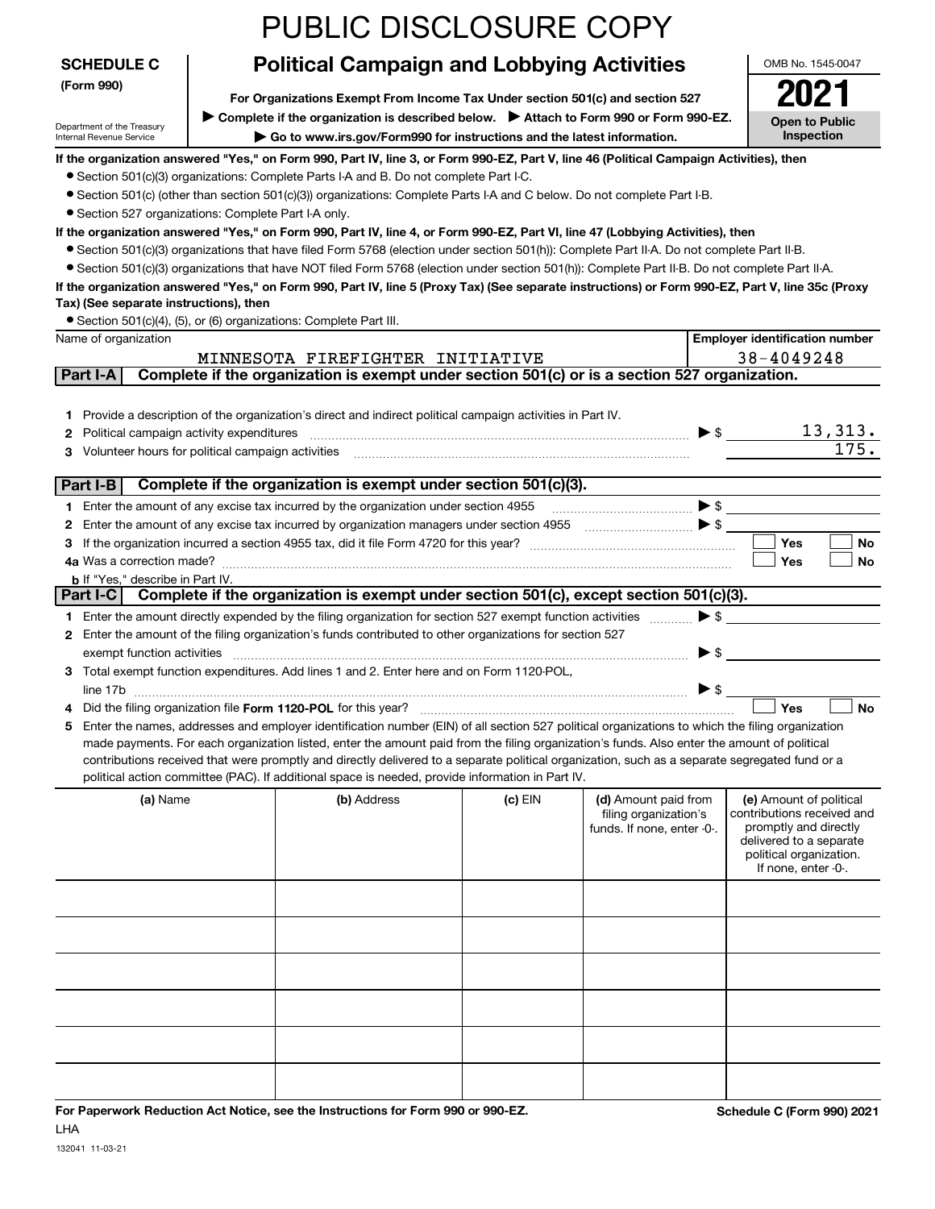PUBLIC DISCLOSURE COPY

**SCHEDULE C (Form 990)**

Department of the Treasury
Internal Revenue Service

# Political Campaign and Lobbying Activities

**For Organizations Exempt From Income Tax Under section 501(c) and section 527**

▶ **Complete if the organization is described below.** ▶ **Attach to Form 990 or Form 990-EZ.**

▶ **Go to www.irs.gov/Form990 for instructions and the latest information.**

OMB No. 1545-0047

**2021**

**Open to Public Inspection**

**If the organization answered "Yes," on Form 990, Part IV, line 3, or Form 990-EZ, Part V, line 46 (Political Campaign Activities), then**

- Section 501(c)(3) organizations: Complete Parts I-A and B. Do not complete Part I-C.
- Section 501(c) (other than section 501(c)(3)) organizations: Complete Parts I-A and C below. Do not complete Part I-B.
- Section 527 organizations: Complete Part I-A only.

**If the organization answered "Yes," on Form 990, Part IV, line 4, or Form 990-EZ, Part VI, line 47 (Lobbying Activities), then**

- Section 501(c)(3) organizations that have filed Form 5768 (election under section 501(h)): Complete Part II-A. Do not complete Part II-B.
- Section 501(c)(3) organizations that have NOT filed Form 5768 (election under section 501(h)): Complete Part II-B. Do not complete Part II-A.

**If the organization answered "Yes," on Form 990, Part IV, line 5 (Proxy Tax) (See separate instructions) or Form 990-EZ, Part V, line 35c (Proxy Tax) (See separate instructions), then**

- Section 501(c)(4), (5), or (6) organizations: Complete Part III.

| Name of organization | Employer identification number |
|---|---|
| MINNESOTA FIREFIGHTER INITIATIVE | 38-4049248 |

## Part I-A Complete if the organization is exempt under section 501(c) or is a section 527 organization.

1 Provide a description of the organization's direct and indirect political campaign activities in Part IV.

2 Political campaign activity expenditures ▶ $ 13,313.

3 Volunteer hours for political campaign activities 175.

## Part I-B Complete if the organization is exempt under section 501(c)(3).

1 Enter the amount of any excise tax incurred by the organization under section 4955 ▶ $

2 Enter the amount of any excise tax incurred by organization managers under section 4955 ▶ $

3 If the organization incurred a section 4955 tax, did it file Form 4720 for this year? ☐ Yes ☐ No

4a Was a correction made? ☐ Yes ☐ No

b If "Yes," describe in Part IV.

## Part I-C Complete if the organization is exempt under section 501(c), except section 501(c)(3).

1 Enter the amount directly expended by the filing organization for section 527 exempt function activities ▶ $

2 Enter the amount of the filing organization's funds contributed to other organizations for section 527 exempt function activities ▶ $

3 Total exempt function expenditures. Add lines 1 and 2. Enter here and on Form 1120-POL, line 17b ▶ $

4 Did the filing organization file **Form 1120-POL** for this year? ☐ Yes ☐ No

5 Enter the names, addresses and employer identification number (EIN) of all section 527 political organizations to which the filing organization made payments. For each organization listed, enter the amount paid from the filing organization's funds. Also enter the amount of political contributions received that were promptly and directly delivered to a separate political organization, such as a separate segregated fund or a political action committee (PAC). If additional space is needed, provide information in Part IV.

| (a) Name | (b) Address | (c) EIN | (d) Amount paid from filing organization's funds. If none, enter -0-. | (e) Amount of political contributions received and promptly and directly delivered to a separate political organization. If none, enter -0-. |
|---|---|---|---|---|
| | | | | |
| | | | | |
| | | | | |
| | | | | |
| | | | | |
| | | | | |

**For Paperwork Reduction Act Notice, see the Instructions for Form 990 or 990-EZ.** **Schedule C (Form 990) 2021**

LHA

132041 11-03-21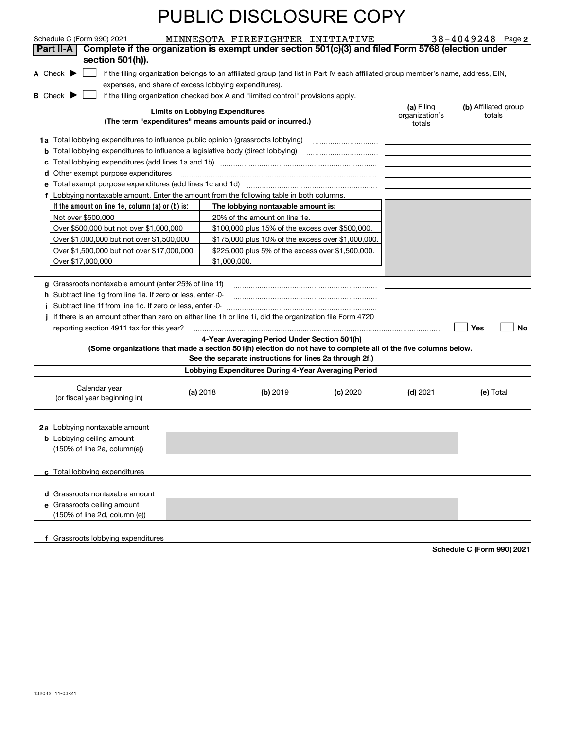PUBLIC DISCLOSURE COPY

Schedule C (Form 990) 2021 MINNESOTA FIREFIGHTER INITIATIVE 38-4049248 Page **2**

**Part II-A** **Complete if the organization is exempt under section 501(c)(3) and filed Form 5768 (election under section 501(h)).**

**A** Check ▶ ☐ if the filing organization belongs to an affiliated group (and list in Part IV each affiliated group member's name, address, EIN, expenses, and share of excess lobbying expenditures).

**B** Check ▶ ☐ if the filing organization checked box A and "limited control" provisions apply.

| **Limits on Lobbying Expenditures** (The term "expenditures" means amounts paid or incurred.) | **(a)** Filing organization's totals | **(b)** Affiliated group totals |
|---|---|---|
| **1a** Total lobbying expenditures to influence public opinion (grassroots lobbying) | | |
| **b** Total lobbying expenditures to influence a legislative body (direct lobbying) | | |
| **c** Total lobbying expenditures (add lines 1a and 1b) | | |
| **d** Other exempt purpose expenditures | | |
| **e** Total exempt purpose expenditures (add lines 1c and 1d) | | |
| **f** Lobbying nontaxable amount. Enter the amount from the following table in both columns. | | |

| If the amount on line 1e, column (a) or (b) is: | The lobbying nontaxable amount is: |
|---|---|
| Not over $500,000 | 20% of the amount on line 1e. |
| Over $500,000 but not over $1,000,000 | $100,000 plus 15% of the excess over $500,000. |
| Over $1,000,000 but not over $1,500,000 | $175,000 plus 10% of the excess over $1,000,000. |
| Over $1,500,000 but not over $17,000,000 | $225,000 plus 5% of the excess over $1,500,000. |
| Over $17,000,000 | $1,000,000. |

| | (a) | (b) |
|---|---|---|
| **g** Grassroots nontaxable amount (enter 25% of line 1f) | | |
| **h** Subtract line 1g from line 1a. If zero or less, enter -0- | | |
| **i** Subtract line 1f from line 1c. If zero or less, enter -0- | | |

**j** If there is an amount other than zero on either line 1h or line 1i, did the organization file Form 4720 reporting section 4911 tax for this year? ☐ Yes ☐ No

**4-Year Averaging Period Under Section 501(h)**
**(Some organizations that made a section 501(h) election do not have to complete all of the five columns below. See the separate instructions for lines 2a through 2f.)**

**Lobbying Expenditures During 4-Year Averaging Period**

| Calendar year (or fiscal year beginning in) | **(a)** 2018 | **(b)** 2019 | **(c)** 2020 | **(d)** 2021 | **(e)** Total |
|---|---|---|---|---|---|
| **2a** Lobbying nontaxable amount | | | | | |
| **b** Lobbying ceiling amount (150% of line 2a, column(e)) | | | | | |
| **c** Total lobbying expenditures | | | | | |
| **d** Grassroots nontaxable amount | | | | | |
| **e** Grassroots ceiling amount (150% of line 2d, column (e)) | | | | | |
| **f** Grassroots lobbying expenditures | | | | | |

**Schedule C (Form 990) 2021**

132042 11-03-21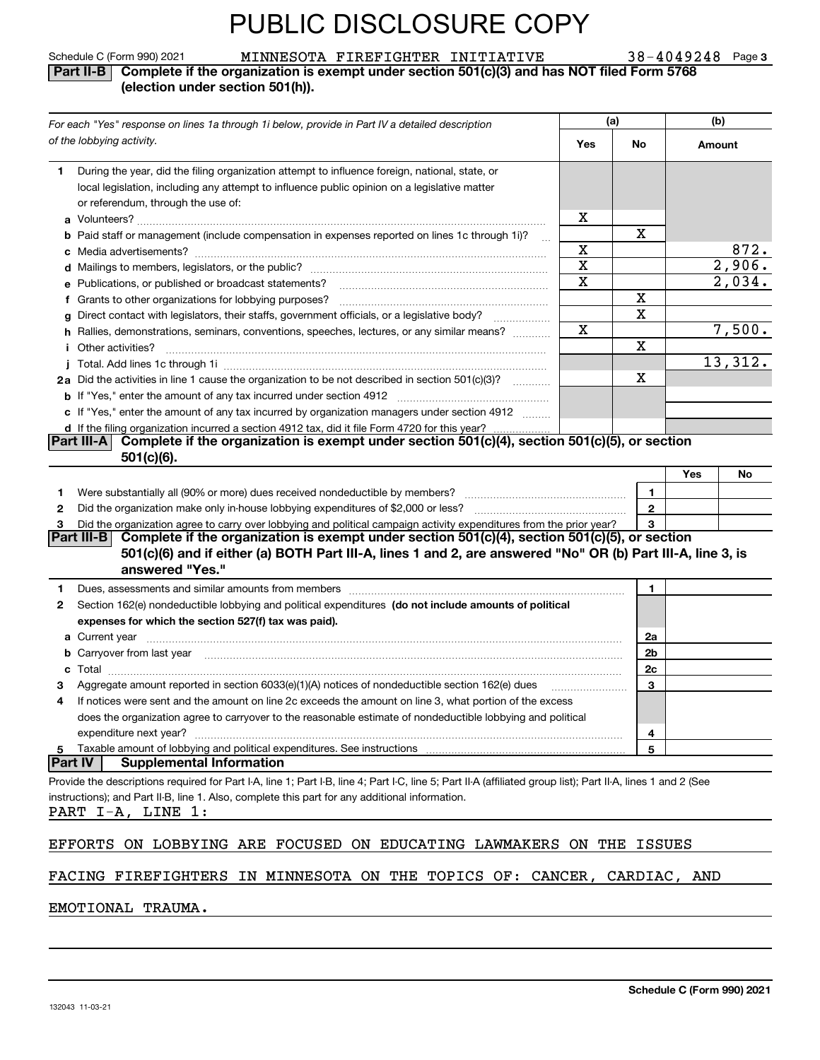# PUBLIC DISCLOSURE COPY

Schedule C (Form 990) 2021 MINNESOTA FIREFIGHTER INITIATIVE 38-4049248 Page 3

**Part II-B Complete if the organization is exempt under section 501(c)(3) and has NOT filed Form 5768 (election under section 501(h)).**

| *For each "Yes" response on lines 1a through 1i below, provide in Part IV a detailed description of the lobbying activity.* | (a) Yes | (a) No | (b) Amount |
|---|---|---|---|
| **1** During the year, did the filing organization attempt to influence foreign, national, state, or local legislation, including any attempt to influence public opinion on a legislative matter or referendum, through the use of: | | | |
| **a** Volunteers? | X | | |
| **b** Paid staff or management (include compensation in expenses reported on lines 1c through 1i)? | | X | |
| **c** Media advertisements? | X | | 872. |
| **d** Mailings to members, legislators, or the public? | X | | 2,906. |
| **e** Publications, or published or broadcast statements? | X | | 2,034. |
| **f** Grants to other organizations for lobbying purposes? | | X | |
| **g** Direct contact with legislators, their staffs, government officials, or a legislative body? | | X | |
| **h** Rallies, demonstrations, seminars, conventions, speeches, lectures, or any similar means? | X | | 7,500. |
| **i** Other activities? | | X | |
| **j** Total. Add lines 1c through 1i | | | 13,312. |
| **2a** Did the activities in line 1 cause the organization to be not described in section 501(c)(3)? | | X | |
| **b** If "Yes," enter the amount of any tax incurred under section 4912 | | | |
| **c** If "Yes," enter the amount of any tax incurred by organization managers under section 4912 | | | |
| **d** If the filing organization incurred a section 4912 tax, did it file Form 4720 for this year? | | | |

**Part III-A Complete if the organization is exempt under section 501(c)(4), section 501(c)(5), or section 501(c)(6).**

| | | | Yes | No |
|---|---|---|---|---|
| **1** | Were substantially all (90% or more) dues received nondeductible by members? | 1 | | |
| **2** | Did the organization make only in-house lobbying expenditures of $2,000 or less? | 2 | | |
| **3** | Did the organization agree to carry over lobbying and political campaign activity expenditures from the prior year? | 3 | | |

**Part III-B Complete if the organization is exempt under section 501(c)(4), section 501(c)(5), or section 501(c)(6) and if either (a) BOTH Part III-A, lines 1 and 2, are answered "No" OR (b) Part III-A, line 3, is answered "Yes."**

| | | | |
|---|---|---|---|
| **1** | Dues, assessments and similar amounts from members | 1 | |
| **2** | Section 162(e) nondeductible lobbying and political expenditures **(do not include amounts of political expenses for which the section 527(f) tax was paid).** | | |
| **a** | Current year | 2a | |
| **b** | Carryover from last year | 2b | |
| **c** | Total | 2c | |
| **3** | Aggregate amount reported in section 6033(e)(1)(A) notices of nondeductible section 162(e) dues | 3 | |
| **4** | If notices were sent and the amount on line 2c exceeds the amount on line 3, what portion of the excess does the organization agree to carryover to the reasonable estimate of nondeductible lobbying and political expenditure next year? | 4 | |
| **5** | Taxable amount of lobbying and political expenditures. See instructions | 5 | |

**Part IV Supplemental Information**

Provide the descriptions required for Part I-A, line 1; Part I-B, line 4; Part I-C, line 5; Part II-A (affiliated group list); Part II-A, lines 1 and 2 (See instructions); and Part II-B, line 1. Also, complete this part for any additional information.

PART I-A, LINE 1:

EFFORTS ON LOBBYING ARE FOCUSED ON EDUCATING LAWMAKERS ON THE ISSUES FACING FIREFIGHTERS IN MINNESOTA ON THE TOPICS OF: CANCER, CARDIAC, AND EMOTIONAL TRAUMA.

132043 11-03-21 **Schedule C (Form 990) 2021**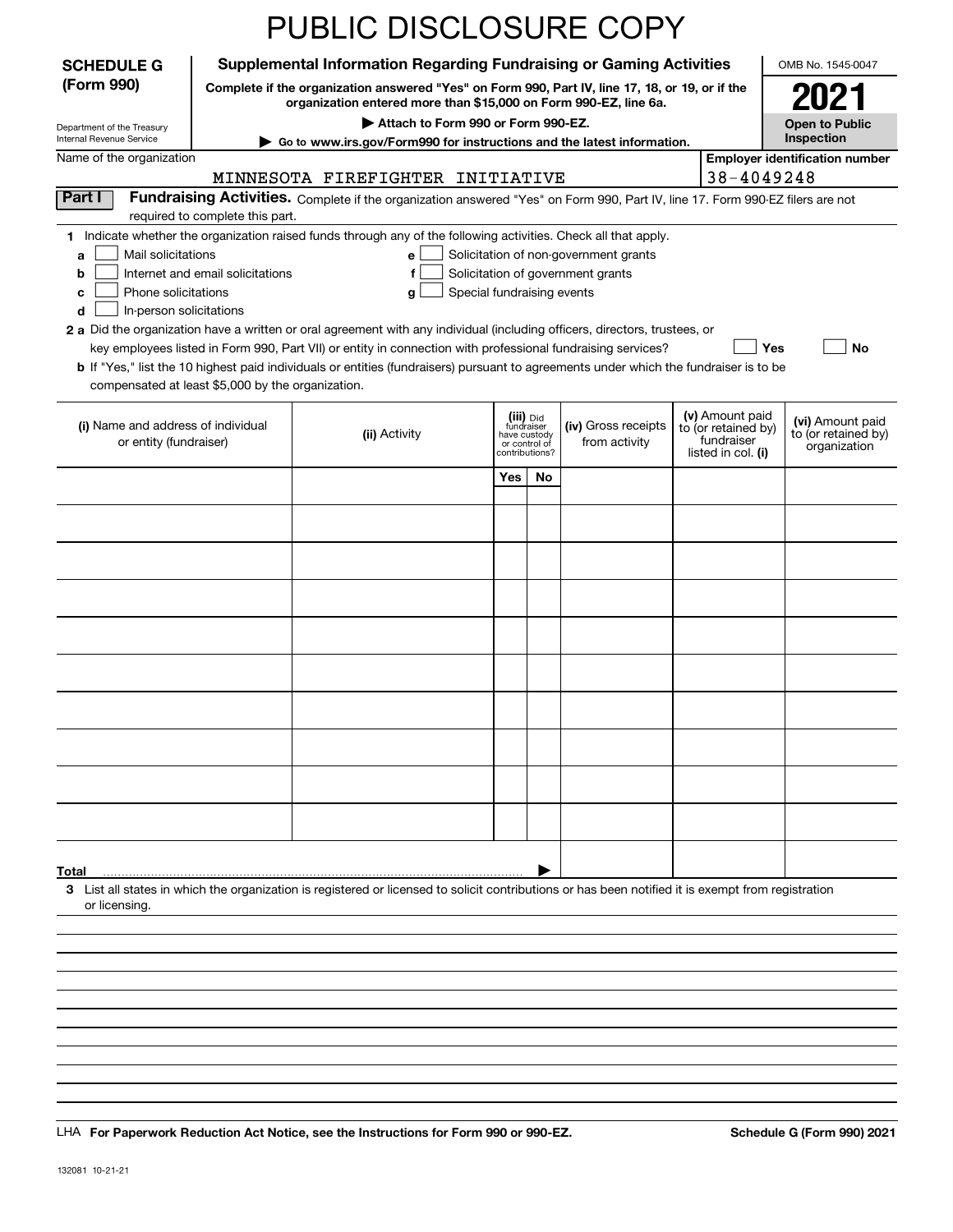PUBLIC DISCLOSURE COPY

**SCHEDULE G (Form 990)**

Department of the Treasury
Internal Revenue Service

**Supplemental Information Regarding Fundraising or Gaming Activities**

**Complete if the organization answered "Yes" on Form 990, Part IV, line 17, 18, or 19, or if the organization entered more than $15,000 on Form 990-EZ, line 6a.**

**▶ Attach to Form 990 or Form 990-EZ.**

**▶ Go to www.irs.gov/Form990 for instructions and the latest information.**

OMB No. 1545-0047

**2021**

**Open to Public Inspection**

Name of the organization: MINNESOTA FIREFIGHTER INITIATIVE

**Employer identification number** 38-4049248

**Part I** **Fundraising Activities.** Complete if the organization answered "Yes" on Form 990, Part IV, line 17. Form 990-EZ filers are not required to complete this part.

**1** Indicate whether the organization raised funds through any of the following activities. Check all that apply.

- **a** ☐ Mail solicitations
- **b** ☐ Internet and email solicitations
- **c** ☐ Phone solicitations
- **d** ☐ In-person solicitations
- **e** ☐ Solicitation of non-government grants
- **f** ☐ Solicitation of government grants
- **g** ☐ Special fundraising events

**2 a** Did the organization have a written or oral agreement with any individual (including officers, directors, trustees, or key employees listed in Form 990, Part VII) or entity in connection with professional fundraising services? ☐ Yes ☐ No

**b** If "Yes," list the 10 highest paid individuals or entities (fundraisers) pursuant to agreements under which the fundraiser is to be compensated at least $5,000 by the organization.

| (i) Name and address of individual or entity (fundraiser) | (ii) Activity | (iii) Did fundraiser have custody or control of contributions? Yes | No | (iv) Gross receipts from activity | (v) Amount paid to (or retained by) fundraiser listed in col. (i) | (vi) Amount paid to (or retained by) organization |
|---|---|---|---|---|---|---|
| | | | | | | |
| | | | | | | |
| | | | | | | |
| | | | | | | |
| | | | | | | |
| | | | | | | |
| | | | | | | |
| | | | | | | |
| | | | | | | |
| | | | | | | |
| **Total** ▶ | | | | | | |

**3** List all states in which the organization is registered or licensed to solicit contributions or has been notified it is exempt from registration or licensing.

LHA **For Paperwork Reduction Act Notice, see the Instructions for Form 990 or 990-EZ.** **Schedule G (Form 990) 2021**

132081 10-21-21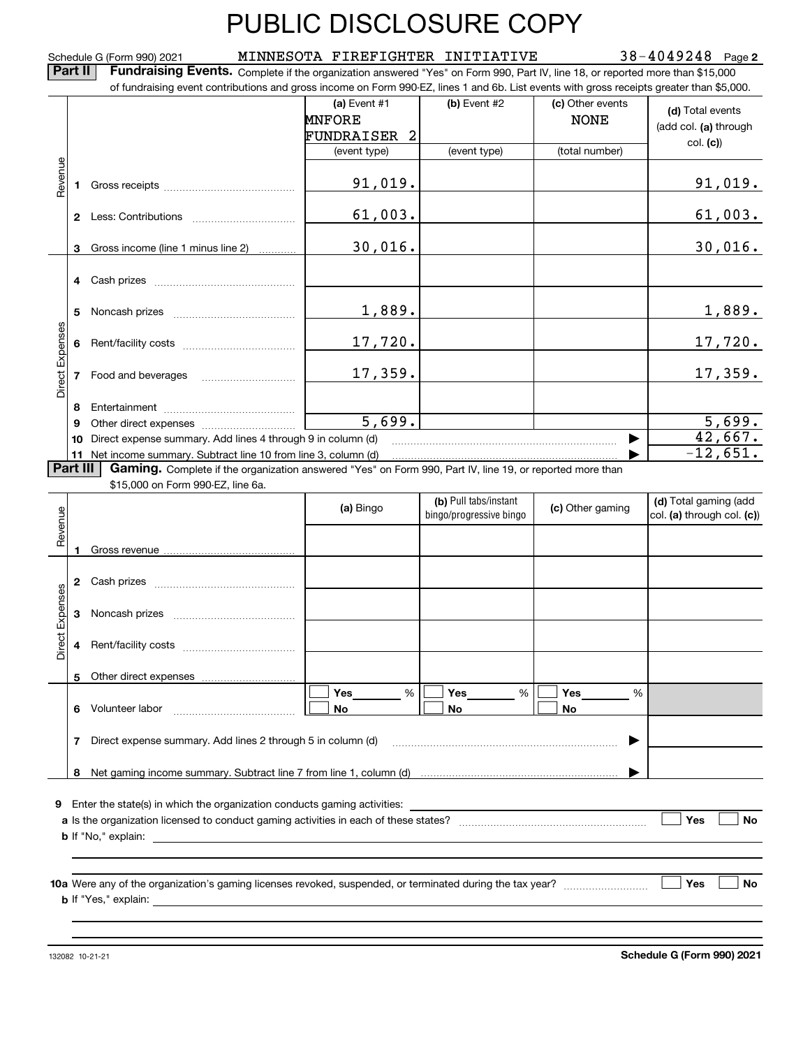# PUBLIC DISCLOSURE COPY

Schedule G (Form 990) 2021 MINNESOTA FIREFIGHTER INITIATIVE 38-4049248 Page 2

**Part II Fundraising Events.** Complete if the organization answered "Yes" on Form 990, Part IV, line 18, or reported more than $15,000 of fundraising event contributions and gross income on Form 990-EZ, lines 1 and 6b. List events with gross receipts greater than $5,000.

| | | (a) Event #1 MNFORE FUNDRAISER 2 (event type) | (b) Event #2 (event type) | (c) Other events NONE (total number) | (d) Total events (add col. (a) through col. (c)) |
|---|---|---|---|---|---|
| Revenue | 1 Gross receipts | 91,019. | | | 91,019. |
| | 2 Less: Contributions | 61,003. | | | 61,003. |
| | 3 Gross income (line 1 minus line 2) | 30,016. | | | 30,016. |
| Direct Expenses | 4 Cash prizes | | | | |
| | 5 Noncash prizes | 1,889. | | | 1,889. |
| | 6 Rent/facility costs | 17,720. | | | 17,720. |
| | 7 Food and beverages | 17,359. | | | 17,359. |
| | 8 Entertainment | | | | |
| | 9 Other direct expenses | 5,699. | | | 5,699. |
| | 10 Direct expense summary. Add lines 4 through 9 in column (d) | | | | 42,667. |
| | 11 Net income summary. Subtract line 10 from line 3, column (d) | | | | -12,651. |

**Part III Gaming.** Complete if the organization answered "Yes" on Form 990, Part IV, line 19, or reported more than $15,000 on Form 990-EZ, line 6a.

| | | (a) Bingo | (b) Pull tabs/instant bingo/progressive bingo | (c) Other gaming | (d) Total gaming (add col. (a) through col. (c)) |
|---|---|---|---|---|---|
| Revenue | 1 Gross revenue | | | | |
| Direct Expenses | 2 Cash prizes | | | | |
| | 3 Noncash prizes | | | | |
| | 4 Rent/facility costs | | | | |
| | 5 Other direct expenses | | | | |
| | 6 Volunteer labor | ☐ Yes ___ % ☐ No | ☐ Yes ___ % ☐ No | ☐ Yes ___ % ☐ No | |
| | 7 Direct expense summary. Add lines 2 through 5 in column (d) | | | | |
| | 8 Net gaming income summary. Subtract line 7 from line 1, column (d) | | | | |

9 Enter the state(s) in which the organization conducts gaming activities: ______

a Is the organization licensed to conduct gaming activities in each of these states? ☐ Yes ☐ No

b If "No," explain: ______

10a Were any of the organization's gaming licenses revoked, suspended, or terminated during the tax year? ☐ Yes ☐ No

b If "Yes," explain: ______

132082 10-21-21 **Schedule G (Form 990) 2021**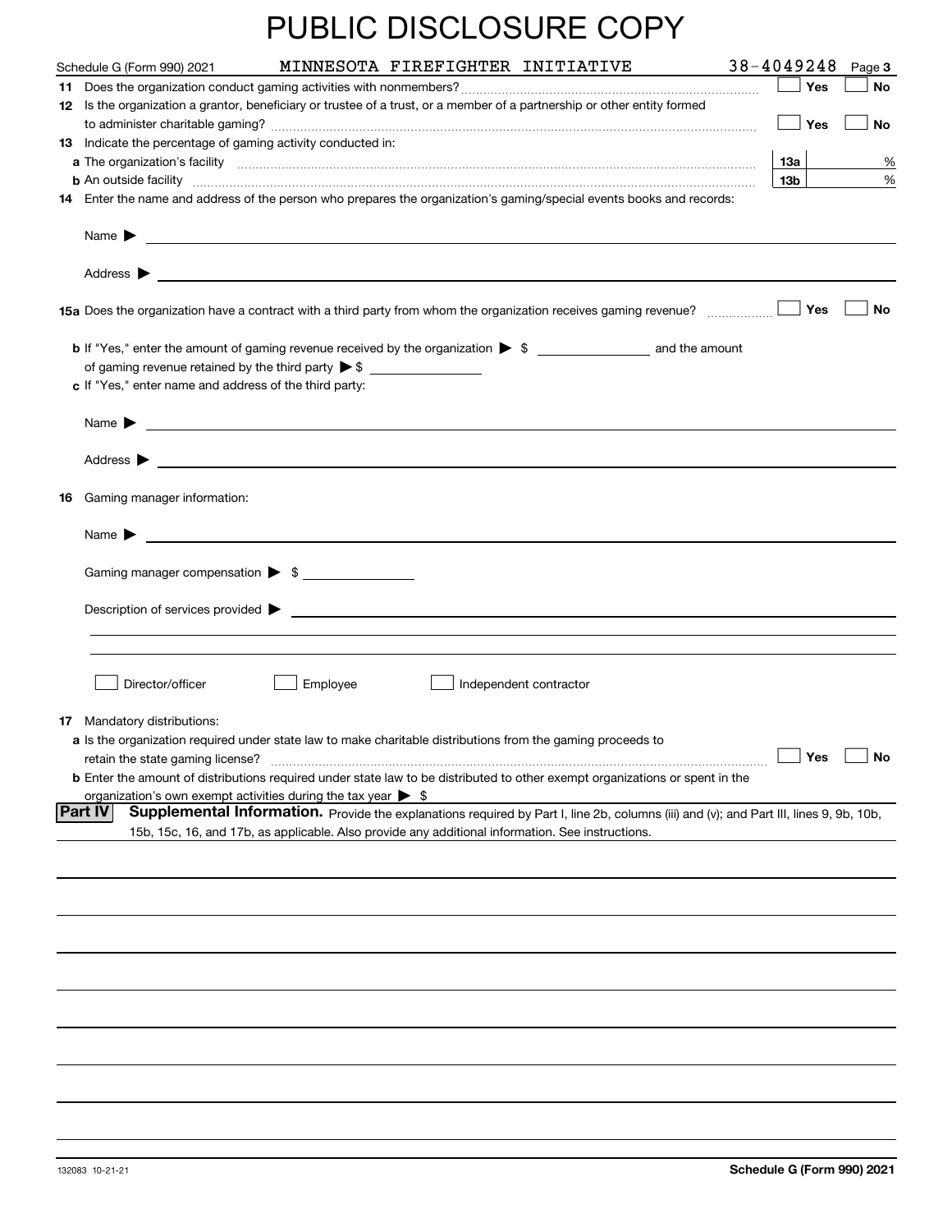# PUBLIC DISCLOSURE COPY

Schedule G (Form 990) 2021 MINNESOTA FIREFIGHTER INITIATIVE 38-4049248 Page **3**

**11** Does the organization conduct gaming activities with nonmembers? ☐ Yes ☐ No

**12** Is the organization a grantor, beneficiary or trustee of a trust, or a member of a partnership or other entity formed to administer charitable gaming? ☐ Yes ☐ No

**13** Indicate the percentage of gaming activity conducted in:

**a** The organization's facility **13a** %

**b** An outside facility **13b** %

**14** Enter the name and address of the person who prepares the organization's gaming/special events books and records:

Name ▶

Address ▶

**15a** Does the organization have a contract with a third party from whom the organization receives gaming revenue? ☐ Yes ☐ No

**b** If "Yes," enter the amount of gaming revenue received by the organization ▶ $ ______ and the amount of gaming revenue retained by the third party ▶ $ ______

**c** If "Yes," enter name and address of the third party:

Name ▶

Address ▶

**16** Gaming manager information:

Name ▶

Gaming manager compensation ▶ $ ______

Description of services provided ▶

☐ Director/officer ☐ Employee ☐ Independent contractor

**17** Mandatory distributions:

**a** Is the organization required under state law to make charitable distributions from the gaming proceeds to retain the state gaming license? ☐ Yes ☐ No

**b** Enter the amount of distributions required under state law to be distributed to other exempt organizations or spent in the organization's own exempt activities during the tax year ▶ $

**Part IV** **Supplemental Information.** Provide the explanations required by Part I, line 2b, columns (iii) and (v); and Part III, lines 9, 9b, 10b, 15b, 15c, 16, and 17b, as applicable. Also provide any additional information. See instructions.

132083 10-21-21 **Schedule G (Form 990) 2021**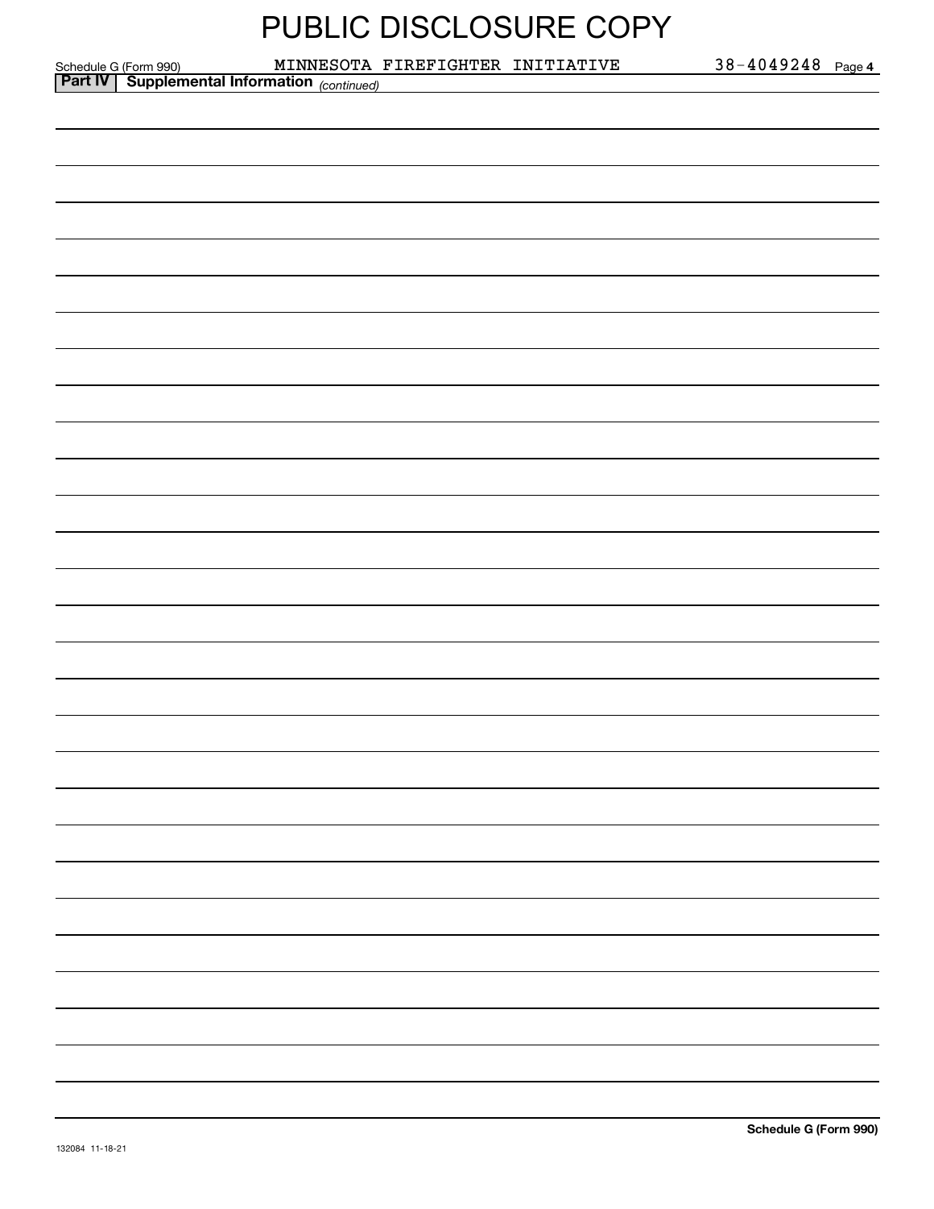# PUBLIC DISCLOSURE COPY

Schedule G (Form 990) MINNESOTA FIREFIGHTER INITIATIVE 38-4049248 Page **4**

**Part IV** **Supplemental Information** *(continued)*

**Schedule G (Form 990)**

132084 11-18-21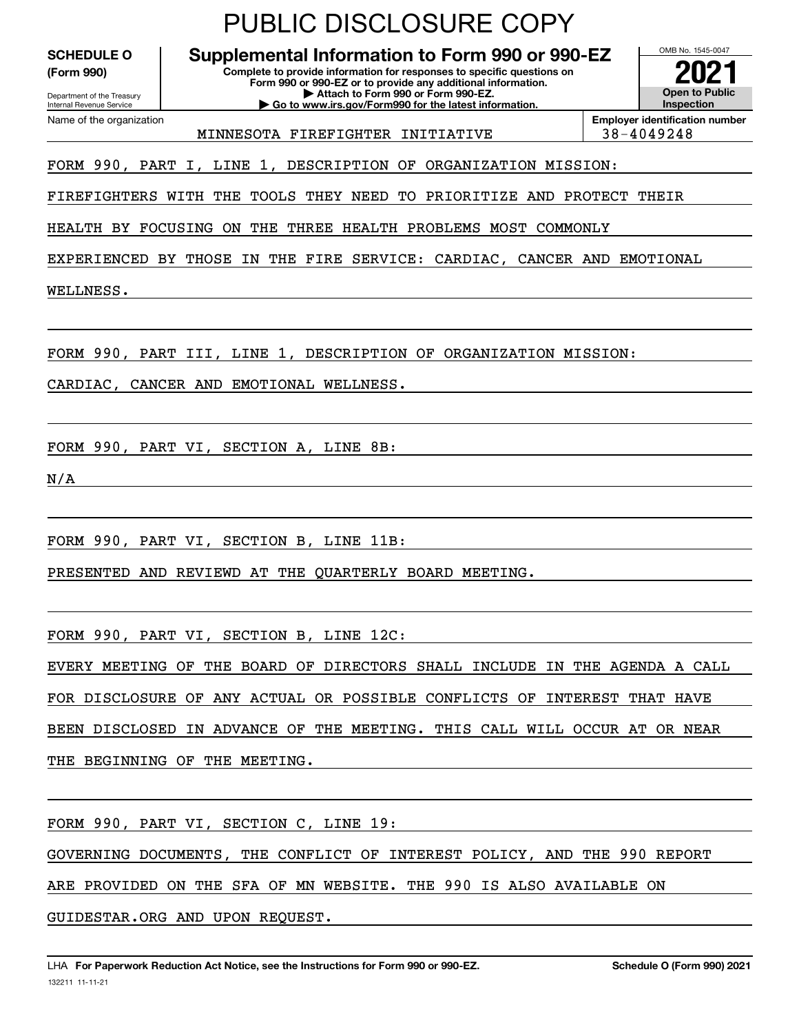# PUBLIC DISCLOSURE COPY

**SCHEDULE O** **(Form 990)**

Department of the Treasury Internal Revenue Service

## Supplemental Information to Form 990 or 990-EZ

**Complete to provide information for responses to specific questions on Form 990 or 990-EZ or to provide any additional information.**
**▶ Attach to Form 990 or Form 990-EZ.**
**▶ Go to www.irs.gov/Form990 for the latest information.**

OMB No. 1545-0047

**2021**

**Open to Public Inspection**

Name of the organization: MINNESOTA FIREFIGHTER INITIATIVE

**Employer identification number** 38-4049248

FORM 990, PART I, LINE 1, DESCRIPTION OF ORGANIZATION MISSION:

FIREFIGHTERS WITH THE TOOLS THEY NEED TO PRIORITIZE AND PROTECT THEIR HEALTH BY FOCUSING ON THE THREE HEALTH PROBLEMS MOST COMMONLY EXPERIENCED BY THOSE IN THE FIRE SERVICE: CARDIAC, CANCER AND EMOTIONAL WELLNESS.

FORM 990, PART III, LINE 1, DESCRIPTION OF ORGANIZATION MISSION:

CARDIAC, CANCER AND EMOTIONAL WELLNESS.

FORM 990, PART VI, SECTION A, LINE 8B:

N/A

FORM 990, PART VI, SECTION B, LINE 11B:

PRESENTED AND REVIEWD AT THE QUARTERLY BOARD MEETING.

FORM 990, PART VI, SECTION B, LINE 12C:

EVERY MEETING OF THE BOARD OF DIRECTORS SHALL INCLUDE IN THE AGENDA A CALL FOR DISCLOSURE OF ANY ACTUAL OR POSSIBLE CONFLICTS OF INTEREST THAT HAVE BEEN DISCLOSED IN ADVANCE OF THE MEETING. THIS CALL WILL OCCUR AT OR NEAR THE BEGINNING OF THE MEETING.

FORM 990, PART VI, SECTION C, LINE 19:

GOVERNING DOCUMENTS, THE CONFLICT OF INTEREST POLICY, AND THE 990 REPORT ARE PROVIDED ON THE SFA OF MN WEBSITE. THE 990 IS ALSO AVAILABLE ON GUIDESTAR.ORG AND UPON REQUEST.

LHA **For Paperwork Reduction Act Notice, see the Instructions for Form 990 or 990-EZ.** **Schedule O (Form 990) 2021**

132211 11-11-21